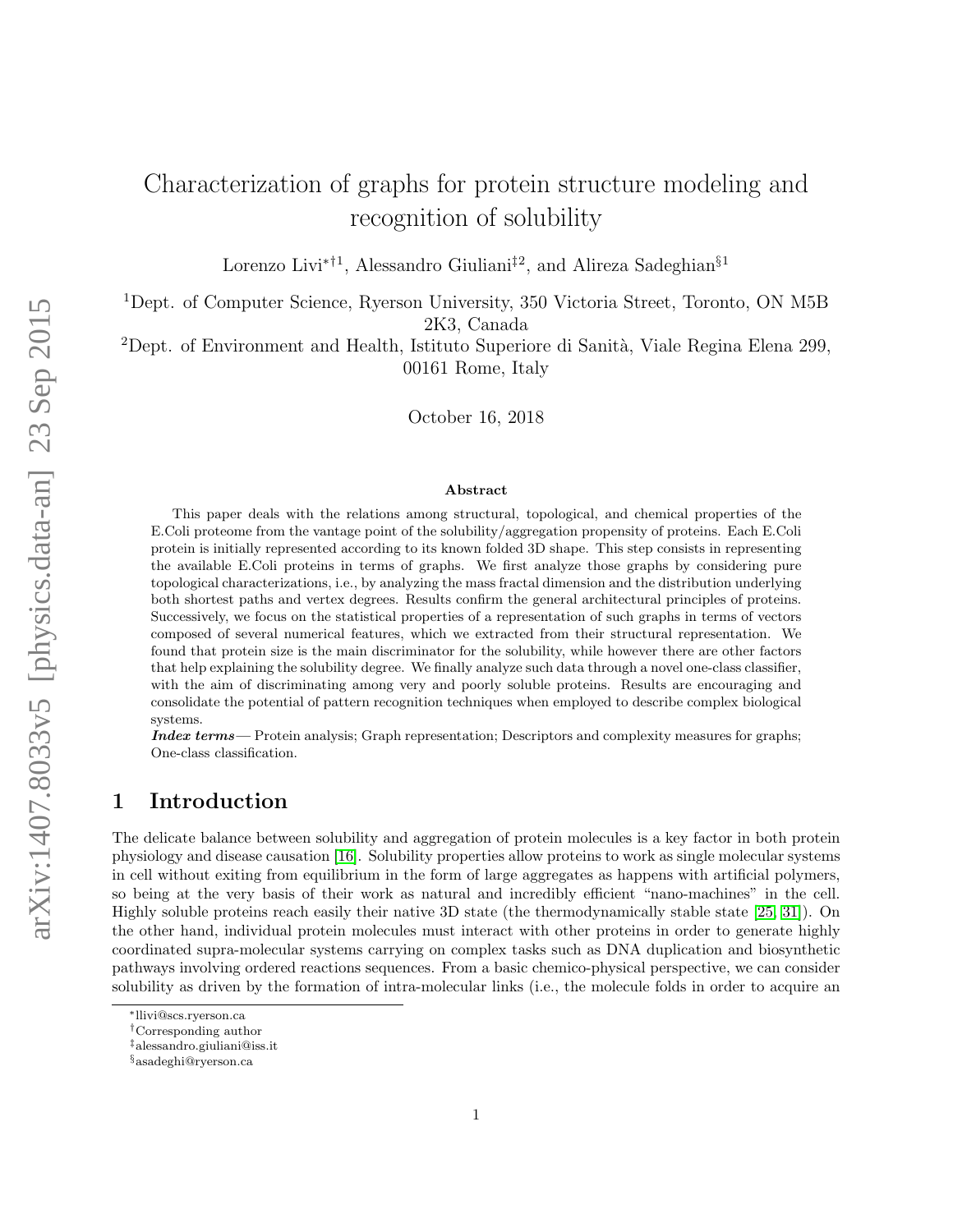# Characterization of graphs for protein structure modeling and recognition of solubility

Lorenzo Livi[*][†][1], Alessandro Giuliani[‡][2], and Alireza Sadeghian[§][1]

[1]Dept. of Computer Science, Ryerson University, 350 Victoria Street, Toronto, ON M5B 2K3, Canada

[2]Dept. of Environment and Health, Istituto Superiore di Sanità, Viale Regina Elena 299, 00161 Rome, Italy

October 16, 2018

### Abstract

This paper deals with the relations among structural, topological, and chemical properties of the E.Coli proteome from the vantage point of the solubility/aggregation propensity of proteins. Each E.Coli protein is initially represented according to its known folded 3D shape. This step consists in representing the available E.Coli proteins in terms of graphs. We first analyze those graphs by considering pure topological characterizations, i.e., by analyzing the mass fractal dimension and the distribution underlying both shortest paths and vertex degrees. Results confirm the general architectural principles of proteins. Successively, we focus on the statistical properties of a representation of such graphs in terms of vectors composed of several numerical features, which we extracted from their structural representation. We found that protein size is the main discriminator for the solubility, while however there are other factors that help explaining the solubility degree. We finally analyze such data through a novel one-class classifier, with the aim of discriminating among very and poorly soluble proteins. Results are encouraging and consolidate the potential of pattern recognition techniques when employed to describe complex biological systems.

***Index terms*** — Protein analysis; Graph representation; Descriptors and complexity measures for graphs; One-class classification.

## 1 Introduction

The delicate balance between solubility and aggregation of protein molecules is a key factor in both protein physiology and disease causation [16]. Solubility properties allow proteins to work as single molecular systems in cell without exiting from equilibrium in the form of large aggregates as happens with artificial polymers, so being at the very basis of their work as natural and incredibly efficient "nano-machines" in the cell. Highly soluble proteins reach easily their native 3D state (the thermodynamically stable state [25, 31]). On the other hand, individual protein molecules must interact with other proteins in order to generate highly coordinated supra-molecular systems carrying on complex tasks such as DNA duplication and biosynthetic pathways involving ordered reactions sequences. From a basic chemico-physical perspective, we can consider solubility as driven by the formation of intra-molecular links (i.e., the molecule folds in order to acquire an

[*]llivi@scs.ryerson.ca

[†]Corresponding author

[‡]alessandro.giuliani@iss.it

[§]asadeghi@ryerson.ca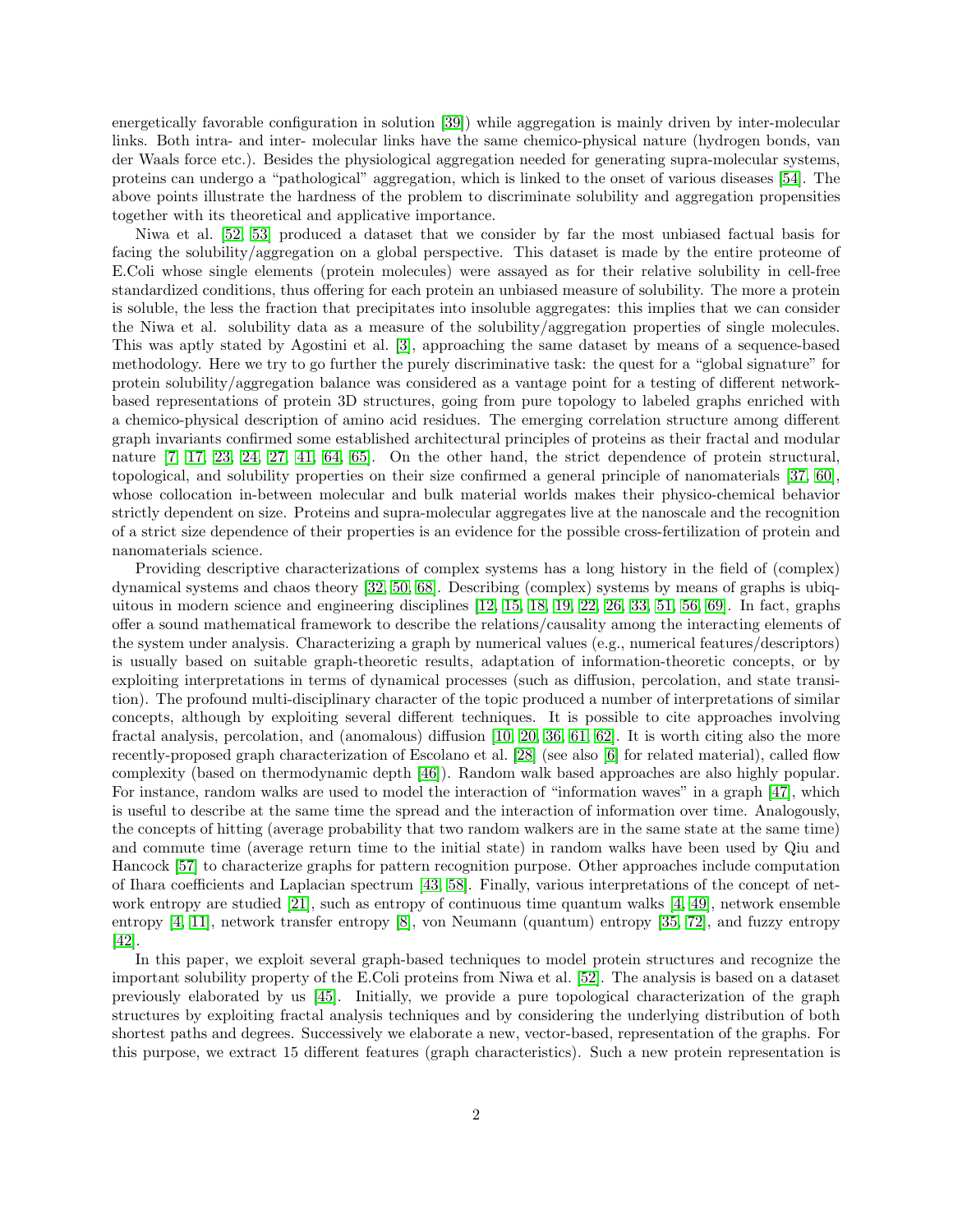energetically favorable configuration in solution [39]) while aggregation is mainly driven by inter-molecular links. Both intra- and inter- molecular links have the same chemico-physical nature (hydrogen bonds, van der Waals force etc.). Besides the physiological aggregation needed for generating supra-molecular systems, proteins can undergo a "pathological" aggregation, which is linked to the onset of various diseases [54]. The above points illustrate the hardness of the problem to discriminate solubility and aggregation propensities together with its theoretical and applicative importance.

Niwa et al. [52, 53] produced a dataset that we consider by far the most unbiased factual basis for facing the solubility/aggregation on a global perspective. This dataset is made by the entire proteome of E.Coli whose single elements (protein molecules) were assayed as for their relative solubility in cell-free standardized conditions, thus offering for each protein an unbiased measure of solubility. The more a protein is soluble, the less the fraction that precipitates into insoluble aggregates: this implies that we can consider the Niwa et al. solubility data as a measure of the solubility/aggregation properties of single molecules. This was aptly stated by Agostini et al. [3], approaching the same dataset by means of a sequence-based methodology. Here we try to go further the purely discriminative task: the quest for a "global signature" for protein solubility/aggregation balance was considered as a vantage point for a testing of different network-based representations of protein 3D structures, going from pure topology to labeled graphs enriched with a chemico-physical description of amino acid residues. The emerging correlation structure among different graph invariants confirmed some established architectural principles of proteins as their fractal and modular nature [7, 17, 23, 24, 27, 41, 64, 65]. On the other hand, the strict dependence of protein structural, topological, and solubility properties on their size confirmed a general principle of nanomaterials [37, 60], whose collocation in-between molecular and bulk material worlds makes their physico-chemical behavior strictly dependent on size. Proteins and supra-molecular aggregates live at the nanoscale and the recognition of a strict size dependence of their properties is an evidence for the possible cross-fertilization of protein and nanomaterials science.

Providing descriptive characterizations of complex systems has a long history in the field of (complex) dynamical systems and chaos theory [32, 50, 68]. Describing (complex) systems by means of graphs is ubiquitous in modern science and engineering disciplines [12, 15, 18, 19, 22, 26, 33, 51, 56, 69]. In fact, graphs offer a sound mathematical framework to describe the relations/causality among the interacting elements of the system under analysis. Characterizing a graph by numerical values (e.g., numerical features/descriptors) is usually based on suitable graph-theoretic results, adaptation of information-theoretic concepts, or by exploiting interpretations in terms of dynamical processes (such as diffusion, percolation, and state transition). The profound multi-disciplinary character of the topic produced a number of interpretations of similar concepts, although by exploiting several different techniques. It is possible to cite approaches involving fractal analysis, percolation, and (anomalous) diffusion [10, 20, 36, 61, 62]. It is worth citing also the more recently-proposed graph characterization of Escolano et al. [28] (see also [6] for related material), called flow complexity (based on thermodynamic depth [46]). Random walk based approaches are also highly popular. For instance, random walks are used to model the interaction of "information waves" in a graph [47], which is useful to describe at the same time the spread and the interaction of information over time. Analogously, the concepts of hitting (average probability that two random walkers are in the same state at the same time) and commute time (average return time to the initial state) in random walks have been used by Qiu and Hancock [57] to characterize graphs for pattern recognition purpose. Other approaches include computation of Ihara coefficients and Laplacian spectrum [43, 58]. Finally, various interpretations of the concept of network entropy are studied [21], such as entropy of continuous time quantum walks [4, 49], network ensemble entropy [4, 11], network transfer entropy [8], von Neumann (quantum) entropy [35, 72], and fuzzy entropy [42].

In this paper, we exploit several graph-based techniques to model protein structures and recognize the important solubility property of the E.Coli proteins from Niwa et al. [52]. The analysis is based on a dataset previously elaborated by us [45]. Initially, we provide a pure topological characterization of the graph structures by exploiting fractal analysis techniques and by considering the underlying distribution of both shortest paths and degrees. Successively we elaborate a new, vector-based, representation of the graphs. For this purpose, we extract 15 different features (graph characteristics). Such a new protein representation is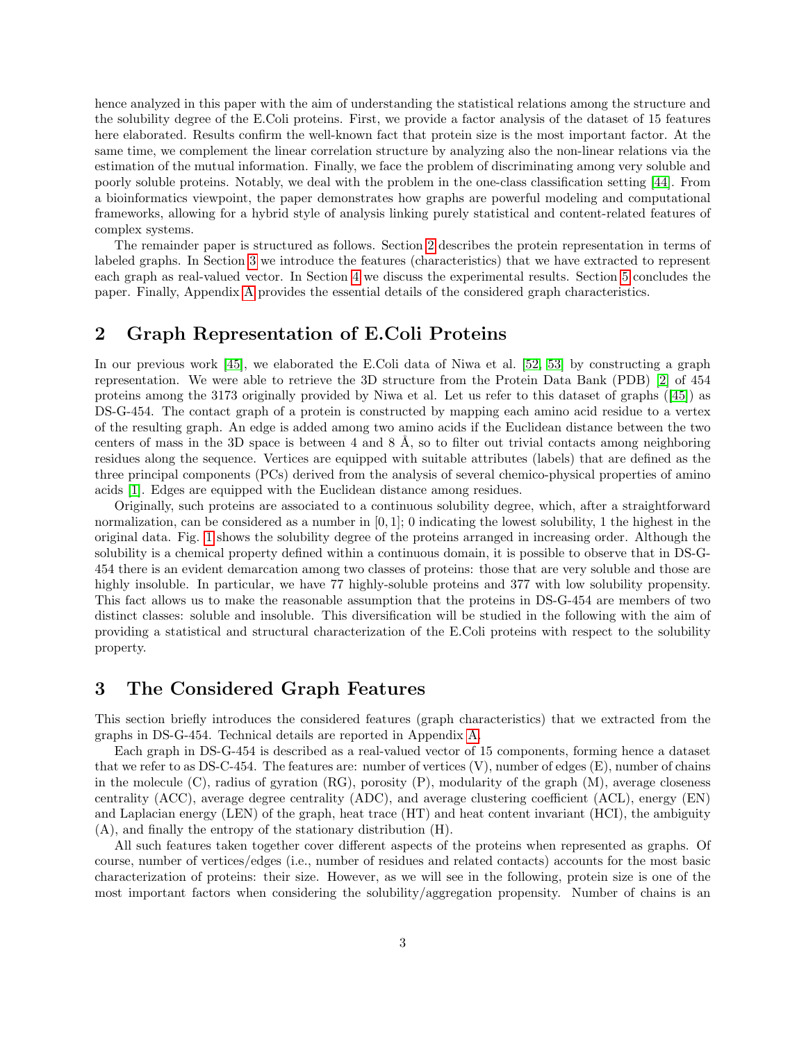hence analyzed in this paper with the aim of understanding the statistical relations among the structure and the solubility degree of the E.Coli proteins. First, we provide a factor analysis of the dataset of 15 features here elaborated. Results confirm the well-known fact that protein size is the most important factor. At the same time, we complement the linear correlation structure by analyzing also the non-linear relations via the estimation of the mutual information. Finally, we face the problem of discriminating among very soluble and poorly soluble proteins. Notably, we deal with the problem in the one-class classification setting [44]. From a bioinformatics viewpoint, the paper demonstrates how graphs are powerful modeling and computational frameworks, allowing for a hybrid style of analysis linking purely statistical and content-related features of complex systems.

The remainder paper is structured as follows. Section 2 describes the protein representation in terms of labeled graphs. In Section 3 we introduce the features (characteristics) that we have extracted to represent each graph as real-valued vector. In Section 4 we discuss the experimental results. Section 5 concludes the paper. Finally, Appendix A provides the essential details of the considered graph characteristics.

## 2 Graph Representation of E.Coli Proteins

In our previous work [45], we elaborated the E.Coli data of Niwa et al. [52, 53] by constructing a graph representation. We were able to retrieve the 3D structure from the Protein Data Bank (PDB) [2] of 454 proteins among the 3173 originally provided by Niwa et al. Let us refer to this dataset of graphs ([45]) as DS-G-454. The contact graph of a protein is constructed by mapping each amino acid residue to a vertex of the resulting graph. An edge is added among two amino acids if the Euclidean distance between the two centers of mass in the 3D space is between 4 and 8 Å, so to filter out trivial contacts among neighboring residues along the sequence. Vertices are equipped with suitable attributes (labels) that are defined as the three principal components (PCs) derived from the analysis of several chemico-physical properties of amino acids [1]. Edges are equipped with the Euclidean distance among residues.

Originally, such proteins are associated to a continuous solubility degree, which, after a straightforward normalization, can be considered as a number in $[0, 1]$; 0 indicating the lowest solubility, 1 the highest in the original data. Fig. 1 shows the solubility degree of the proteins arranged in increasing order. Although the solubility is a chemical property defined within a continuous domain, it is possible to observe that in DS-G-454 there is an evident demarcation among two classes of proteins: those that are very soluble and those are highly insoluble. In particular, we have 77 highly-soluble proteins and 377 with low solubility propensity. This fact allows us to make the reasonable assumption that the proteins in DS-G-454 are members of two distinct classes: soluble and insoluble. This diversification will be studied in the following with the aim of providing a statistical and structural characterization of the E.Coli proteins with respect to the solubility property.

## 3 The Considered Graph Features

This section briefly introduces the considered features (graph characteristics) that we extracted from the graphs in DS-G-454. Technical details are reported in Appendix A.

Each graph in DS-G-454 is described as a real-valued vector of 15 components, forming hence a dataset that we refer to as DS-C-454. The features are: number of vertices (V), number of edges (E), number of chains in the molecule (C), radius of gyration (RG), porosity (P), modularity of the graph (M), average closeness centrality (ACC), average degree centrality (ADC), and average clustering coefficient (ACL), energy (EN) and Laplacian energy (LEN) of the graph, heat trace (HT) and heat content invariant (HCI), the ambiguity (A), and finally the entropy of the stationary distribution (H).

All such features taken together cover different aspects of the proteins when represented as graphs. Of course, number of vertices/edges (i.e., number of residues and related contacts) accounts for the most basic characterization of proteins: their size. However, as we will see in the following, protein size is one of the most important factors when considering the solubility/aggregation propensity. Number of chains is an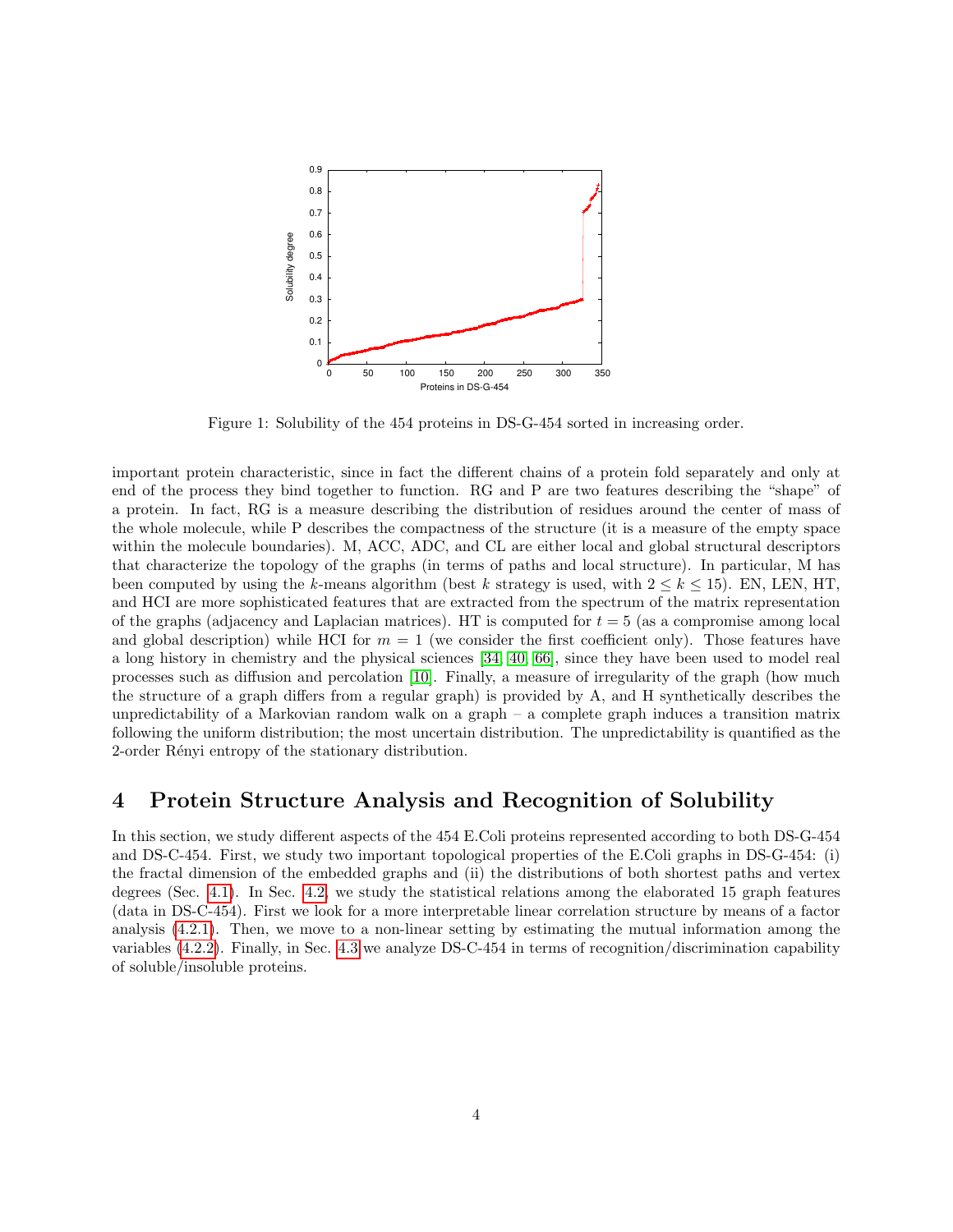Figure 1: Solubility of the 454 proteins in DS-G-454 sorted in increasing order.

important protein characteristic, since in fact the different chains of a protein fold separately and only at end of the process they bind together to function. RG and P are two features describing the "shape" of a protein. In fact, RG is a measure describing the distribution of residues around the center of mass of the whole molecule, while P describes the compactness of the structure (it is a measure of the empty space within the molecule boundaries). M, ACC, ADC, and CL are either local and global structural descriptors that characterize the topology of the graphs (in terms of paths and local structure). In particular, M has been computed by using the $k$-means algorithm (best $k$ strategy is used, with $2 \leq k \leq 15$). EN, LEN, HT, and HCI are more sophisticated features that are extracted from the spectrum of the matrix representation of the graphs (adjacency and Laplacian matrices). HT is computed for $t = 5$ (as a compromise among local and global description) while HCI for $m = 1$ (we consider the first coefficient only). Those features have a long history in chemistry and the physical sciences [34, 40, 66], since they have been used to model real processes such as diffusion and percolation [10]. Finally, a measure of irregularity of the graph (how much the structure of a graph differs from a regular graph) is provided by A, and H synthetically describes the unpredictability of a Markovian random walk on a graph – a complete graph induces a transition matrix following the uniform distribution; the most uncertain distribution. The unpredictability is quantified as the 2-order Rényi entropy of the stationary distribution.

# 4 Protein Structure Analysis and Recognition of Solubility

In this section, we study different aspects of the 454 E.Coli proteins represented according to both DS-G-454 and DS-C-454. First, we study two important topological properties of the E.Coli graphs in DS-G-454: (i) the fractal dimension of the embedded graphs and (ii) the distributions of both shortest paths and vertex degrees (Sec. 4.1). In Sec. 4.2, we study the statistical relations among the elaborated 15 graph features (data in DS-C-454). First we look for a more interpretable linear correlation structure by means of a factor analysis (4.2.1). Then, we move to a non-linear setting by estimating the mutual information among the variables (4.2.2). Finally, in Sec. 4.3 we analyze DS-C-454 in terms of recognition/discrimination capability of soluble/insoluble proteins.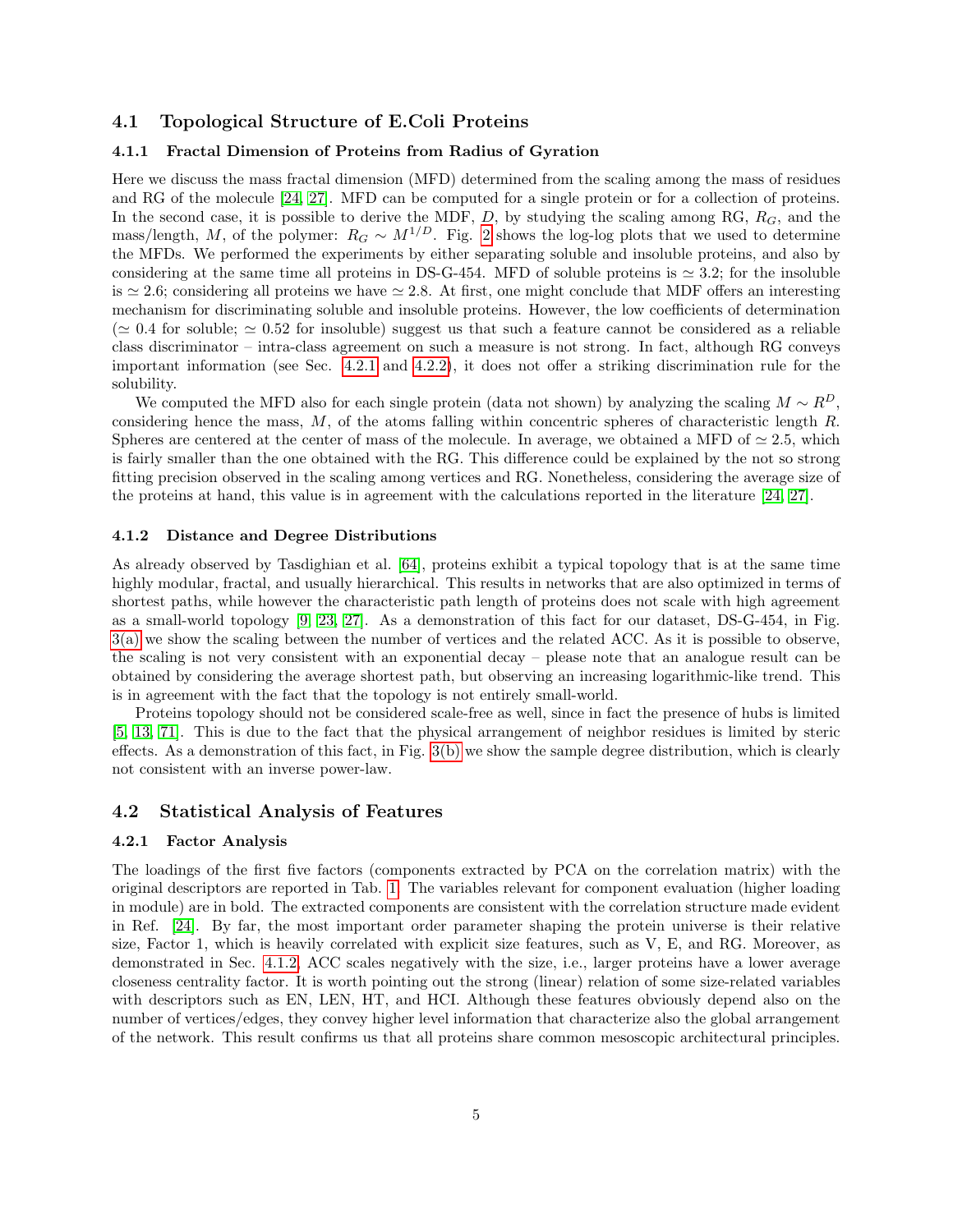## 4.1 Topological Structure of E.Coli Proteins

### 4.1.1 Fractal Dimension of Proteins from Radius of Gyration

Here we discuss the mass fractal dimension (MFD) determined from the scaling among the mass of residues and RG of the molecule [24, 27]. MFD can be computed for a single protein or for a collection of proteins. In the second case, it is possible to derive the MDF, $D$, by studying the scaling among RG, $R_G$, and the mass/length, $M$, of the polymer: $R_G \sim M^{1/D}$. Fig. 2 shows the log-log plots that we used to determine the MFDs. We performed the experiments by either separating soluble and insoluble proteins, and also by considering at the same time all proteins in DS-G-454. MFD of soluble proteins is $\simeq 3.2$; for the insoluble is $\simeq 2.6$; considering all proteins we have $\simeq 2.8$. At first, one might conclude that MDF offers an interesting mechanism for discriminating soluble and insoluble proteins. However, the low coefficients of determination ($\simeq 0.4$ for soluble; $\simeq 0.52$ for insoluble) suggest us that such a feature cannot be considered as a reliable class discriminator – intra-class agreement on such a measure is not strong. In fact, although RG conveys important information (see Sec. 4.2.1 and 4.2.2), it does not offer a striking discrimination rule for the solubility.

We computed the MFD also for each single protein (data not shown) by analyzing the scaling $M \sim R^D$, considering hence the mass, $M$, of the atoms falling within concentric spheres of characteristic length $R$. Spheres are centered at the center of mass of the molecule. In average, we obtained a MFD of $\simeq 2.5$, which is fairly smaller than the one obtained with the RG. This difference could be explained by the not so strong fitting precision observed in the scaling among vertices and RG. Nonetheless, considering the average size of the proteins at hand, this value is in agreement with the calculations reported in the literature [24, 27].

### 4.1.2 Distance and Degree Distributions

As already observed by Tasdighian et al. [64], proteins exhibit a typical topology that is at the same time highly modular, fractal, and usually hierarchical. This results in networks that are also optimized in terms of shortest paths, while however the characteristic path length of proteins does not scale with high agreement as a small-world topology [9, 23, 27]. As a demonstration of this fact for our dataset, DS-G-454, in Fig. 3(a) we show the scaling between the number of vertices and the related ACC. As it is possible to observe, the scaling is not very consistent with an exponential decay – please note that an analogue result can be obtained by considering the average shortest path, but observing an increasing logarithmic-like trend. This is in agreement with the fact that the topology is not entirely small-world.

Proteins topology should not be considered scale-free as well, since in fact the presence of hubs is limited [5, 13, 71]. This is due to the fact that the physical arrangement of neighbor residues is limited by steric effects. As a demonstration of this fact, in Fig. 3(b) we show the sample degree distribution, which is clearly not consistent with an inverse power-law.

## 4.2 Statistical Analysis of Features

### 4.2.1 Factor Analysis

The loadings of the first five factors (components extracted by PCA on the correlation matrix) with the original descriptors are reported in Tab. 1. The variables relevant for component evaluation (higher loading in module) are in bold. The extracted components are consistent with the correlation structure made evident in Ref. [24]. By far, the most important order parameter shaping the protein universe is their relative size, Factor 1, which is heavily correlated with explicit size features, such as V, E, and RG. Moreover, as demonstrated in Sec. 4.1.2, ACC scales negatively with the size, i.e., larger proteins have a lower average closeness centrality factor. It is worth pointing out the strong (linear) relation of some size-related variables with descriptors such as EN, LEN, HT, and HCI. Although these features obviously depend also on the number of vertices/edges, they convey higher level information that characterize also the global arrangement of the network. This result confirms us that all proteins share common mesoscopic architectural principles.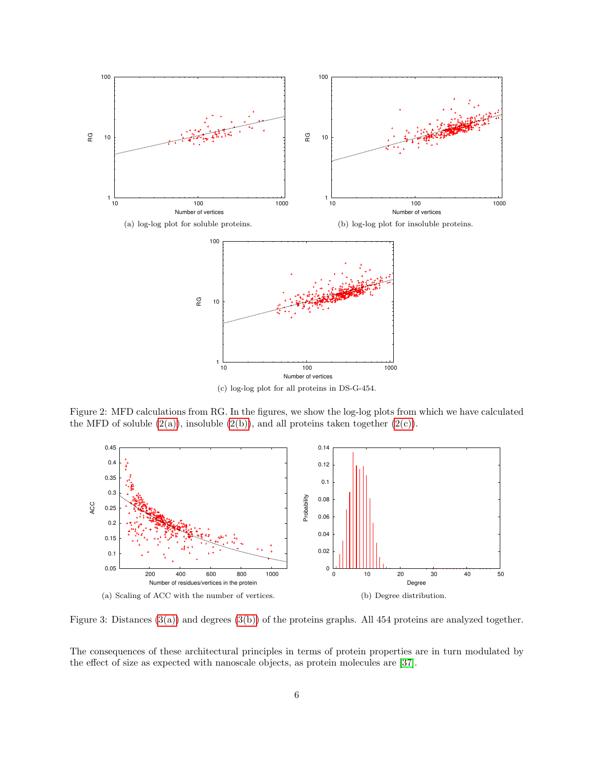(a) log-log plot for soluble proteins.

(b) log-log plot for insoluble proteins.

(c) log-log plot for all proteins in DS-G-454.

Figure 2: MFD calculations from RG. In the figures, we show the log-log plots from which we have calculated the MFD of soluble (2(a)), insoluble (2(b)), and all proteins taken together (2(c)).

(a) Scaling of ACC with the number of vertices.

(b) Degree distribution.

Figure 3: Distances (3(a)) and degrees (3(b)) of the proteins graphs. All 454 proteins are analyzed together.

The consequences of these architectural principles in terms of protein properties are in turn modulated by the effect of size as expected with nanoscale objects, as protein molecules are [37].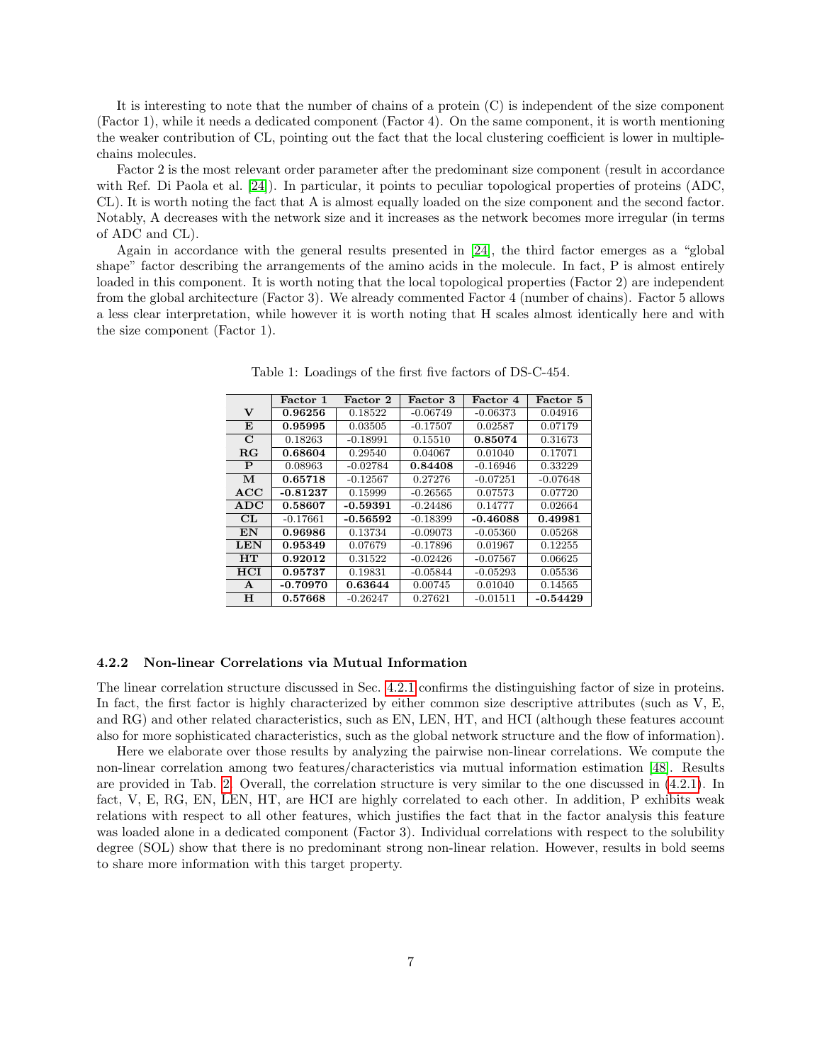It is interesting to note that the number of chains of a protein (C) is independent of the size component (Factor 1), while it needs a dedicated component (Factor 4). On the same component, it is worth mentioning the weaker contribution of CL, pointing out the fact that the local clustering coefficient is lower in multiple-chains molecules.

Factor 2 is the most relevant order parameter after the predominant size component (result in accordance with Ref. Di Paola et al. [24]). In particular, it points to peculiar topological properties of proteins (ADC, CL). It is worth noting the fact that A is almost equally loaded on the size component and the second factor. Notably, A decreases with the network size and it increases as the network becomes more irregular (in terms of ADC and CL).

Again in accordance with the general results presented in [24], the third factor emerges as a "global shape" factor describing the arrangements of the amino acids in the molecule. In fact, P is almost entirely loaded in this component. It is worth noting that the local topological properties (Factor 2) are independent from the global architecture (Factor 3). We already commented Factor 4 (number of chains). Factor 5 allows a less clear interpretation, while however it is worth noting that H scales almost identically here and with the size component (Factor 1).

Table 1: Loadings of the first five factors of DS-C-454.

| | Factor 1 | Factor 2 | Factor 3 | Factor 4 | Factor 5 |
|---|---|---|---|---|---|
| **V** | **0.96256** | 0.18522 | -0.06749 | -0.06373 | 0.04916 |
| **E** | **0.95995** | 0.03505 | -0.17507 | 0.02587 | 0.07179 |
| **C** | 0.18263 | -0.18991 | 0.15510 | **0.85074** | 0.31673 |
| **RG** | **0.68604** | 0.29540 | 0.04067 | 0.01040 | 0.17071 |
| **P** | 0.08963 | -0.02784 | **0.84408** | -0.16946 | 0.33229 |
| **M** | **0.65718** | -0.12567 | 0.27276 | -0.07251 | -0.07648 |
| **ACC** | **-0.81237** | 0.15999 | -0.26565 | 0.07573 | 0.07720 |
| **ADC** | **0.58607** | **-0.59391** | -0.24486 | 0.14777 | 0.02664 |
| **CL** | -0.17661 | **-0.56592** | -0.18399 | **-0.46088** | **0.49981** |
| **EN** | **0.96986** | 0.13734 | -0.09073 | -0.05360 | 0.05268 |
| **LEN** | **0.95349** | 0.07679 | -0.17896 | 0.01967 | 0.12255 |
| **HT** | **0.92012** | 0.31522 | -0.02426 | -0.07567 | 0.06625 |
| **HCI** | **0.95737** | 0.19831 | -0.05844 | -0.05293 | 0.05536 |
| **A** | **-0.70970** | **0.63644** | 0.00745 | 0.01040 | 0.14565 |
| **H** | **0.57668** | -0.26247 | 0.27621 | -0.01511 | **-0.54429** |

#### 4.2.2 Non-linear Correlations via Mutual Information

The linear correlation structure discussed in Sec. 4.2.1 confirms the distinguishing factor of size in proteins. In fact, the first factor is highly characterized by either common size descriptive attributes (such as V, E, and RG) and other related characteristics, such as EN, LEN, HT, and HCI (although these features account also for more sophisticated characteristics, such as the global network structure and the flow of information).

Here we elaborate over those results by analyzing the pairwise non-linear correlations. We compute the non-linear correlation among two features/characteristics via mutual information estimation [48]. Results are provided in Tab. 2. Overall, the correlation structure is very similar to the one discussed in (4.2.1). In fact, V, E, RG, EN, LEN, HT, are HCI are highly correlated to each other. In addition, P exhibits weak relations with respect to all other features, which justifies the fact that in the factor analysis this feature was loaded alone in a dedicated component (Factor 3). Individual correlations with respect to the solubility degree (SOL) show that there is no predominant strong non-linear relation. However, results in bold seems to share more information with this target property.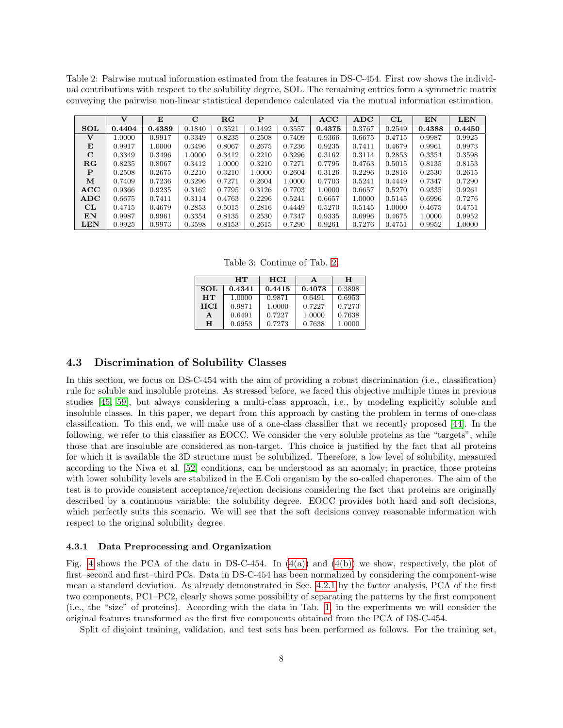Table 2: Pairwise mutual information estimated from the features in DS-C-454. First row shows the individual contributions with respect to the solubility degree, SOL. The remaining entries form a symmetric matrix conveying the pairwise non-linear statistical dependence calculated via the mutual information estimation.

| | **V** | **E** | **C** | **RG** | **P** | **M** | **ACC** | **ADC** | **CL** | **EN** | **LEN** |
|---|---|---|---|---|---|---|---|---|---|---|---|
| **SOL** | **0.4404** | **0.4389** | 0.1840 | 0.3521 | 0.1492 | 0.3557 | **0.4375** | 0.3767 | 0.2549 | **0.4388** | **0.4450** |
| **V** | 1.0000 | 0.9917 | 0.3349 | 0.8235 | 0.2508 | 0.7409 | 0.9366 | 0.6675 | 0.4715 | 0.9987 | 0.9925 |
| **E** | 0.9917 | 1.0000 | 0.3496 | 0.8067 | 0.2675 | 0.7236 | 0.9235 | 0.7411 | 0.4679 | 0.9961 | 0.9973 |
| **C** | 0.3349 | 0.3496 | 1.0000 | 0.3412 | 0.2210 | 0.3296 | 0.3162 | 0.3114 | 0.2853 | 0.3354 | 0.3598 |
| **RG** | 0.8235 | 0.8067 | 0.3412 | 1.0000 | 0.3210 | 0.7271 | 0.7795 | 0.4763 | 0.5015 | 0.8135 | 0.8153 |
| **P** | 0.2508 | 0.2675 | 0.2210 | 0.3210 | 1.0000 | 0.2604 | 0.3126 | 0.2296 | 0.2816 | 0.2530 | 0.2615 |
| **M** | 0.7409 | 0.7236 | 0.3296 | 0.7271 | 0.2604 | 1.0000 | 0.7703 | 0.5241 | 0.4449 | 0.7347 | 0.7290 |
| **ACC** | 0.9366 | 0.9235 | 0.3162 | 0.7795 | 0.3126 | 0.7703 | 1.0000 | 0.6657 | 0.5270 | 0.9335 | 0.9261 |
| **ADC** | 0.6675 | 0.7411 | 0.3114 | 0.4763 | 0.2296 | 0.5241 | 0.6657 | 1.0000 | 0.5145 | 0.6996 | 0.7276 |
| **CL** | 0.4715 | 0.4679 | 0.2853 | 0.5015 | 0.2816 | 0.4449 | 0.5270 | 0.5145 | 1.0000 | 0.4675 | 0.4751 |
| **EN** | 0.9987 | 0.9961 | 0.3354 | 0.8135 | 0.2530 | 0.7347 | 0.9335 | 0.6996 | 0.4675 | 1.0000 | 0.9952 |
| **LEN** | 0.9925 | 0.9973 | 0.3598 | 0.8153 | 0.2615 | 0.7290 | 0.9261 | 0.7276 | 0.4751 | 0.9952 | 1.0000 |

Table 3: Continue of Tab. 2

| | **HT** | **HCI** | **A** | **H** |
|---|---|---|---|---|
| **SOL** | **0.4341** | **0.4415** | **0.4078** | 0.3898 |
| **HT** | 1.0000 | 0.9871 | 0.6491 | 0.6953 |
| **HCI** | 0.9871 | 1.0000 | 0.7227 | 0.7273 |
| **A** | 0.6491 | 0.7227 | 1.0000 | 0.7638 |
| **H** | 0.6953 | 0.7273 | 0.7638 | 1.0000 |

## 4.3 Discrimination of Solubility Classes

In this section, we focus on DS-C-454 with the aim of providing a robust discrimination (i.e., classification) rule for soluble and insoluble proteins. As stressed before, we faced this objective multiple times in previous studies [45, 59], but always considering a multi-class approach, i.e., by modeling explicitly soluble and insoluble classes. In this paper, we depart from this approach by casting the problem in terms of one-class classification. To this end, we will make use of a one-class classifier that we recently proposed [44]. In the following, we refer to this classifier as EOCC. We consider the very soluble proteins as the "targets", while those that are insoluble are considered as non-target. This choice is justified by the fact that all proteins for which it is available the 3D structure must be solubilized. Therefore, a low level of solubility, measured according to the Niwa et al. [52] conditions, can be understood as an anomaly; in practice, those proteins with lower solubility levels are stabilized in the E.Coli organism by the so-called chaperones. The aim of the test is to provide consistent acceptance/rejection decisions considering the fact that proteins are originally described by a continuous variable: the solubility degree. EOCC provides both hard and soft decisions, which perfectly suits this scenario. We will see that the soft decisions convey reasonable information with respect to the original solubility degree.

### 4.3.1 Data Preprocessing and Organization

Fig. 4 shows the PCA of the data in DS-C-454. In (4(a)) and (4(b)) we show, respectively, the plot of first–second and first–third PCs. Data in DS-C-454 has been normalized by considering the component-wise mean a standard deviation. As already demonstrated in Sec. 4.2.1 by the factor analysis, PCA of the first two components, PC1–PC2, clearly shows some possibility of separating the patterns by the first component (i.e., the "size" of proteins). According with the data in Tab. 1, in the experiments we will consider the original features transformed as the first five components obtained from the PCA of DS-C-454.

Split of disjoint training, validation, and test sets has been performed as follows. For the training set,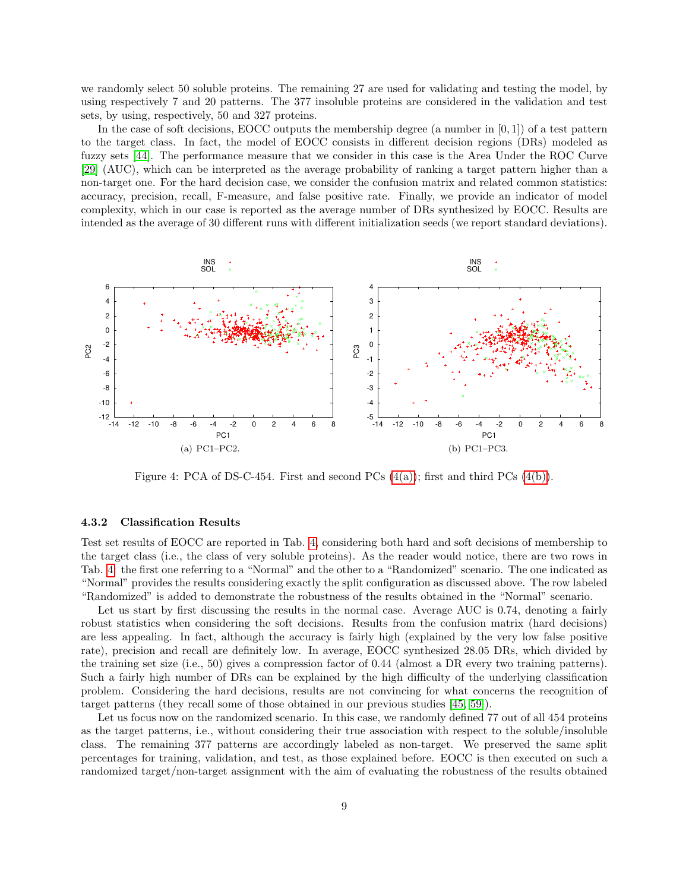we randomly select 50 soluble proteins. The remaining 27 are used for validating and testing the model, by using respectively 7 and 20 patterns. The 377 insoluble proteins are considered in the validation and test sets, by using, respectively, 50 and 327 proteins.

In the case of soft decisions, EOCC outputs the membership degree (a number in $[0, 1]$) of a test pattern to the target class. In fact, the model of EOCC consists in different decision regions (DRs) modeled as fuzzy sets [44]. The performance measure that we consider in this case is the Area Under the ROC Curve [29] (AUC), which can be interpreted as the average probability of ranking a target pattern higher than a non-target one. For the hard decision case, we consider the confusion matrix and related common statistics: accuracy, precision, recall, F-measure, and false positive rate. Finally, we provide an indicator of model complexity, which in our case is reported as the average number of DRs synthesized by EOCC. Results are intended as the average of 30 different runs with different initialization seeds (we report standard deviations).

(a) PC1–PC2.

(b) PC1–PC3.

Figure 4: PCA of DS-C-454. First and second PCs (4(a)); first and third PCs (4(b)).

#### 4.3.2 Classification Results

Test set results of EOCC are reported in Tab. 4, considering both hard and soft decisions of membership to the target class (i.e., the class of very soluble proteins). As the reader would notice, there are two rows in Tab. 4: the first one referring to a "Normal" and the other to a "Randomized" scenario. The one indicated as "Normal" provides the results considering exactly the split configuration as discussed above. The row labeled "Randomized" is added to demonstrate the robustness of the results obtained in the "Normal" scenario.

Let us start by first discussing the results in the normal case. Average AUC is 0.74, denoting a fairly robust statistics when considering the soft decisions. Results from the confusion matrix (hard decisions) are less appealing. In fact, although the accuracy is fairly high (explained by the very low false positive rate), precision and recall are definitely low. In average, EOCC synthesized 28.05 DRs, which divided by the training set size (i.e., 50) gives a compression factor of 0.44 (almost a DR every two training patterns). Such a fairly high number of DRs can be explained by the high difficulty of the underlying classification problem. Considering the hard decisions, results are not convincing for what concerns the recognition of target patterns (they recall some of those obtained in our previous studies [45, 59]).

Let us focus now on the randomized scenario. In this case, we randomly defined 77 out of all 454 proteins as the target patterns, i.e., without considering their true association with respect to the soluble/insoluble class. The remaining 377 patterns are accordingly labeled as non-target. We preserved the same split percentages for training, validation, and test, as those explained before. EOCC is then executed on such a randomized target/non-target assignment with the aim of evaluating the robustness of the results obtained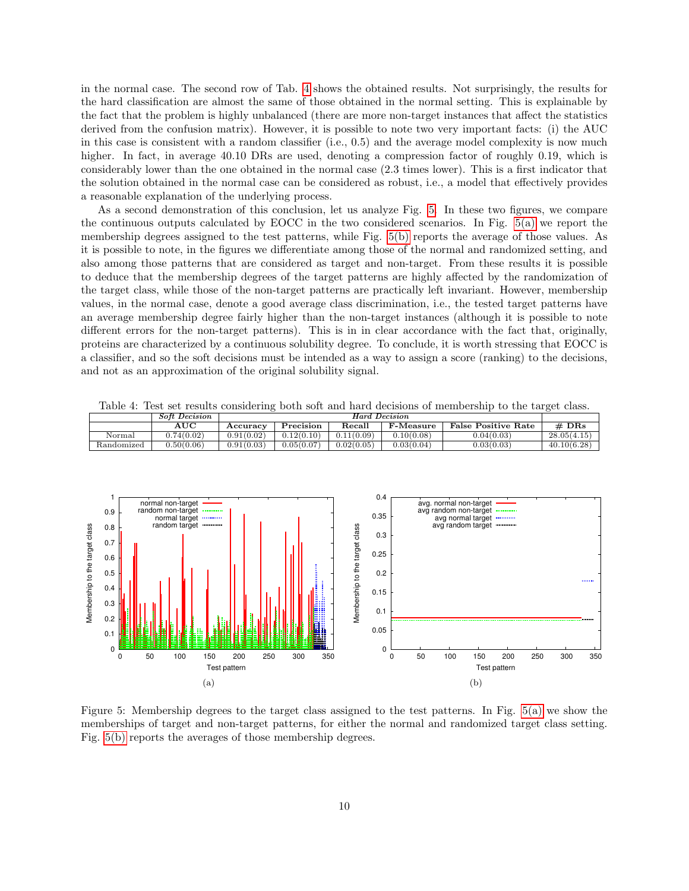in the normal case. The second row of Tab. 4 shows the obtained results. Not surprisingly, the results for the hard classification are almost the same of those obtained in the normal setting. This is explainable by the fact that the problem is highly unbalanced (there are more non-target instances that affect the statistics derived from the confusion matrix). However, it is possible to note two very important facts: (i) the AUC in this case is consistent with a random classifier (i.e., 0.5) and the average model complexity is now much higher. In fact, in average 40.10 DRs are used, denoting a compression factor of roughly 0.19, which is considerably lower than the one obtained in the normal case (2.3 times lower). This is a first indicator that the solution obtained in the normal case can be considered as robust, i.e., a model that effectively provides a reasonable explanation of the underlying process.

As a second demonstration of this conclusion, let us analyze Fig. 5. In these two figures, we compare the continuous outputs calculated by EOCC in the two considered scenarios. In Fig. 5(a) we report the membership degrees assigned to the test patterns, while Fig. 5(b) reports the average of those values. As it is possible to note, in the figures we differentiate among those of the normal and randomized setting, and also among those patterns that are considered as target and non-target. From these results it is possible to deduce that the membership degrees of the target patterns are highly affected by the randomization of the target class, while those of the non-target patterns are practically left invariant. However, membership values, in the normal case, denote a good average class discrimination, i.e., the tested target patterns have an average membership degree fairly higher than the non-target instances (although it is possible to note different errors for the non-target patterns). This is in in clear accordance with the fact that, originally, proteins are characterized by a continuous solubility degree. To conclude, it is worth stressing that EOCC is a classifier, and so the soft decisions must be intended as a way to assign a score (ranking) to the decisions, and not as an approximation of the original solubility signal.

Table 4: Test set results considering both soft and hard decisions of membership to the target class.

| | *Soft Decision* | *Hard Decision* | | | | | |
|---|---|---|---|---|---|---|---|
| | **AUC** | **Accuracy** | **Precision** | **Recall** | **F-Measure** | **False Positive Rate** | **# DRs** |
| Normal | 0.74(0.02) | 0.91(0.02) | 0.12(0.10) | 0.11(0.09) | 0.10(0.08) | 0.04(0.03) | 28.05(4.15) |
| Randomized | 0.50(0.06) | 0.91(0.03) | 0.05(0.07) | 0.02(0.05) | 0.03(0.04) | 0.03(0.03) | 40.10(6.28) |

(a)

(b)

Figure 5: Membership degrees to the target class assigned to the test patterns. In Fig. 5(a) we show the memberships of target and non-target patterns, for either the normal and randomized target class setting. Fig. 5(b) reports the averages of those membership degrees.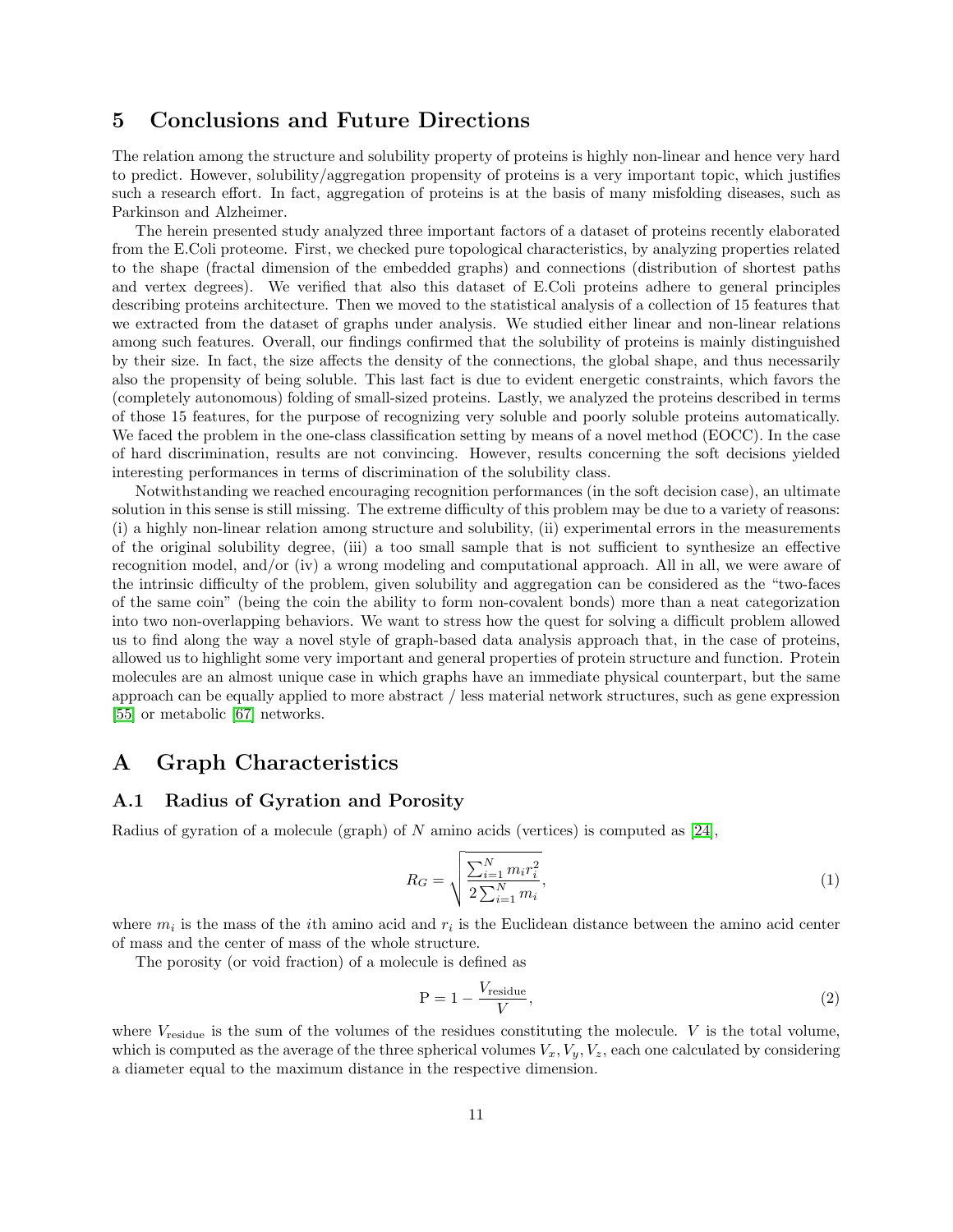# 5 Conclusions and Future Directions

The relation among the structure and solubility property of proteins is highly non-linear and hence very hard to predict. However, solubility/aggregation propensity of proteins is a very important topic, which justifies such a research effort. In fact, aggregation of proteins is at the basis of many misfolding diseases, such as Parkinson and Alzheimer.

The herein presented study analyzed three important factors of a dataset of proteins recently elaborated from the E.Coli proteome. First, we checked pure topological characteristics, by analyzing properties related to the shape (fractal dimension of the embedded graphs) and connections (distribution of shortest paths and vertex degrees). We verified that also this dataset of E.Coli proteins adhere to general principles describing proteins architecture. Then we moved to the statistical analysis of a collection of 15 features that we extracted from the dataset of graphs under analysis. We studied either linear and non-linear relations among such features. Overall, our findings confirmed that the solubility of proteins is mainly distinguished by their size. In fact, the size affects the density of the connections, the global shape, and thus necessarily also the propensity of being soluble. This last fact is due to evident energetic constraints, which favors the (completely autonomous) folding of small-sized proteins. Lastly, we analyzed the proteins described in terms of those 15 features, for the purpose of recognizing very soluble and poorly soluble proteins automatically. We faced the problem in the one-class classification setting by means of a novel method (EOCC). In the case of hard discrimination, results are not convincing. However, results concerning the soft decisions yielded interesting performances in terms of discrimination of the solubility class.

Notwithstanding we reached encouraging recognition performances (in the soft decision case), an ultimate solution in this sense is still missing. The extreme difficulty of this problem may be due to a variety of reasons: (i) a highly non-linear relation among structure and solubility, (ii) experimental errors in the measurements of the original solubility degree, (iii) a too small sample that is not sufficient to synthesize an effective recognition model, and/or (iv) a wrong modeling and computational approach. All in all, we were aware of the intrinsic difficulty of the problem, given solubility and aggregation can be considered as the "two-faces of the same coin" (being the coin the ability to form non-covalent bonds) more than a neat categorization into two non-overlapping behaviors. We want to stress how the quest for solving a difficult problem allowed us to find along the way a novel style of graph-based data analysis approach that, in the case of proteins, allowed us to highlight some very important and general properties of protein structure and function. Protein molecules are an almost unique case in which graphs have an immediate physical counterpart, but the same approach can be equally applied to more abstract / less material network structures, such as gene expression [55] or metabolic [67] networks.

# A Graph Characteristics

## A.1 Radius of Gyration and Porosity

Radius of gyration of a molecule (graph) of $N$ amino acids (vertices) is computed as [24],

$$R_G = \sqrt{\frac{\sum_{i=1}^{N} m_i r_i^2}{2 \sum_{i=1}^{N} m_i}}, \tag{1}$$

where $m_i$ is the mass of the $i$th amino acid and $r_i$ is the Euclidean distance between the amino acid center of mass and the center of mass of the whole structure.

The porosity (or void fraction) of a molecule is defined as

$$\mathrm{P} = 1 - \frac{V_{\text{residue}}}{V}, \tag{2}$$

where $V_{\text{residue}}$ is the sum of the volumes of the residues constituting the molecule. $V$ is the total volume, which is computed as the average of the three spherical volumes $V_x, V_y, V_z$, each one calculated by considering a diameter equal to the maximum distance in the respective dimension.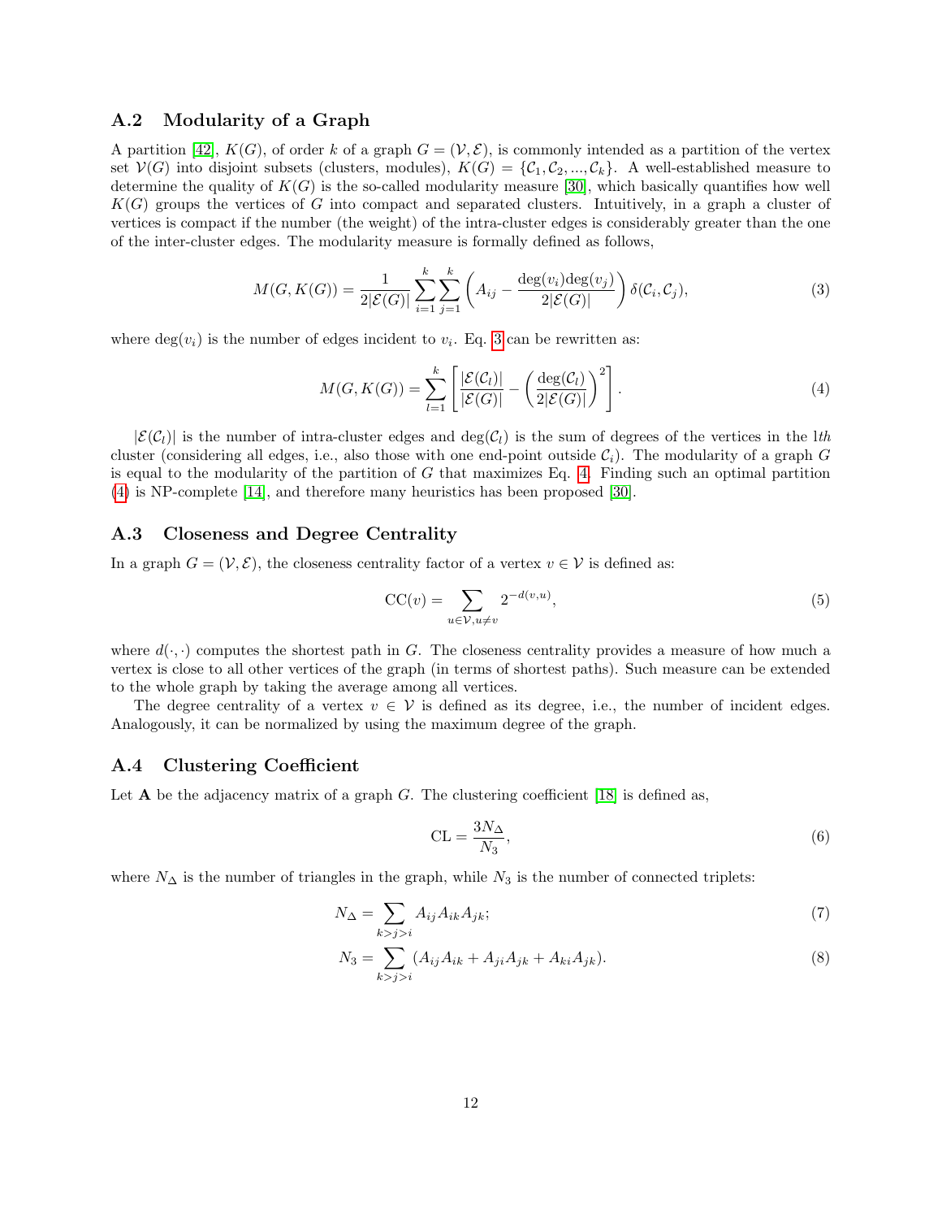### A.2 Modularity of a Graph

A partition [42], $K(G)$, of order $k$ of a graph $G = (\mathcal{V}, \mathcal{E})$, is commonly intended as a partition of the vertex set $\mathcal{V}(G)$ into disjoint subsets (clusters, modules), $K(G) = \{\mathcal{C}_1, \mathcal{C}_2, ..., \mathcal{C}_k\}$. A well-established measure to determine the quality of $K(G)$ is the so-called modularity measure [30], which basically quantifies how well $K(G)$ groups the vertices of $G$ into compact and separated clusters. Intuitively, in a graph a cluster of vertices is compact if the number (the weight) of the intra-cluster edges is considerably greater than the one of the inter-cluster edges. The modularity measure is formally defined as follows,

$$M(G, K(G)) = \frac{1}{2|\mathcal{E}(G)|} \sum_{i=1}^{k} \sum_{j=1}^{k} \left( A_{ij} - \frac{\deg(v_i)\deg(v_j)}{2|\mathcal{E}(G)|} \right) \delta(\mathcal{C}_i, \mathcal{C}_j), \tag{3}$$

where $\deg(v_i)$ is the number of edges incident to $v_i$. Eq. 3 can be rewritten as:

$$M(G, K(G)) = \sum_{l=1}^{k} \left[ \frac{|\mathcal{E}(\mathcal{C}_l)|}{|\mathcal{E}(G)|} - \left( \frac{\deg(\mathcal{C}_l)}{2|\mathcal{E}(G)|} \right)^2 \right]. \tag{4}$$

$|\mathcal{E}(\mathcal{C}_l)|$ is the number of intra-cluster edges and $\deg(\mathcal{C}_l)$ is the sum of degrees of the vertices in the $lth$ cluster (considering all edges, i.e., also those with one end-point outside $\mathcal{C}_i$). The modularity of a graph $G$ is equal to the modularity of the partition of $G$ that maximizes Eq. 4. Finding such an optimal partition (4) is NP-complete [14], and therefore many heuristics has been proposed [30].

### A.3 Closeness and Degree Centrality

In a graph $G = (\mathcal{V}, \mathcal{E})$, the closeness centrality factor of a vertex $v \in \mathcal{V}$ is defined as:

$$\mathrm{CC}(v) = \sum_{u \in \mathcal{V}, u \neq v} 2^{-d(v,u)}, \tag{5}$$

where $d(\cdot, \cdot)$ computes the shortest path in $G$. The closeness centrality provides a measure of how much a vertex is close to all other vertices of the graph (in terms of shortest paths). Such measure can be extended to the whole graph by taking the average among all vertices.

The degree centrality of a vertex $v \in \mathcal{V}$ is defined as its degree, i.e., the number of incident edges. Analogously, it can be normalized by using the maximum degree of the graph.

### A.4 Clustering Coefficient

Let $\mathbf{A}$ be the adjacency matrix of a graph $G$. The clustering coefficient [18] is defined as,

$$\mathrm{CL} = \frac{3N_\Delta}{N_3}, \tag{6}$$

where $N_\Delta$ is the number of triangles in the graph, while $N_3$ is the number of connected triplets:

$$N_\Delta = \sum_{k>j>i} A_{ij} A_{ik} A_{jk}; \tag{7}$$

$$N_3 = \sum_{k>j>i} (A_{ij} A_{ik} + A_{ji} A_{jk} + A_{ki} A_{jk}). \tag{8}$$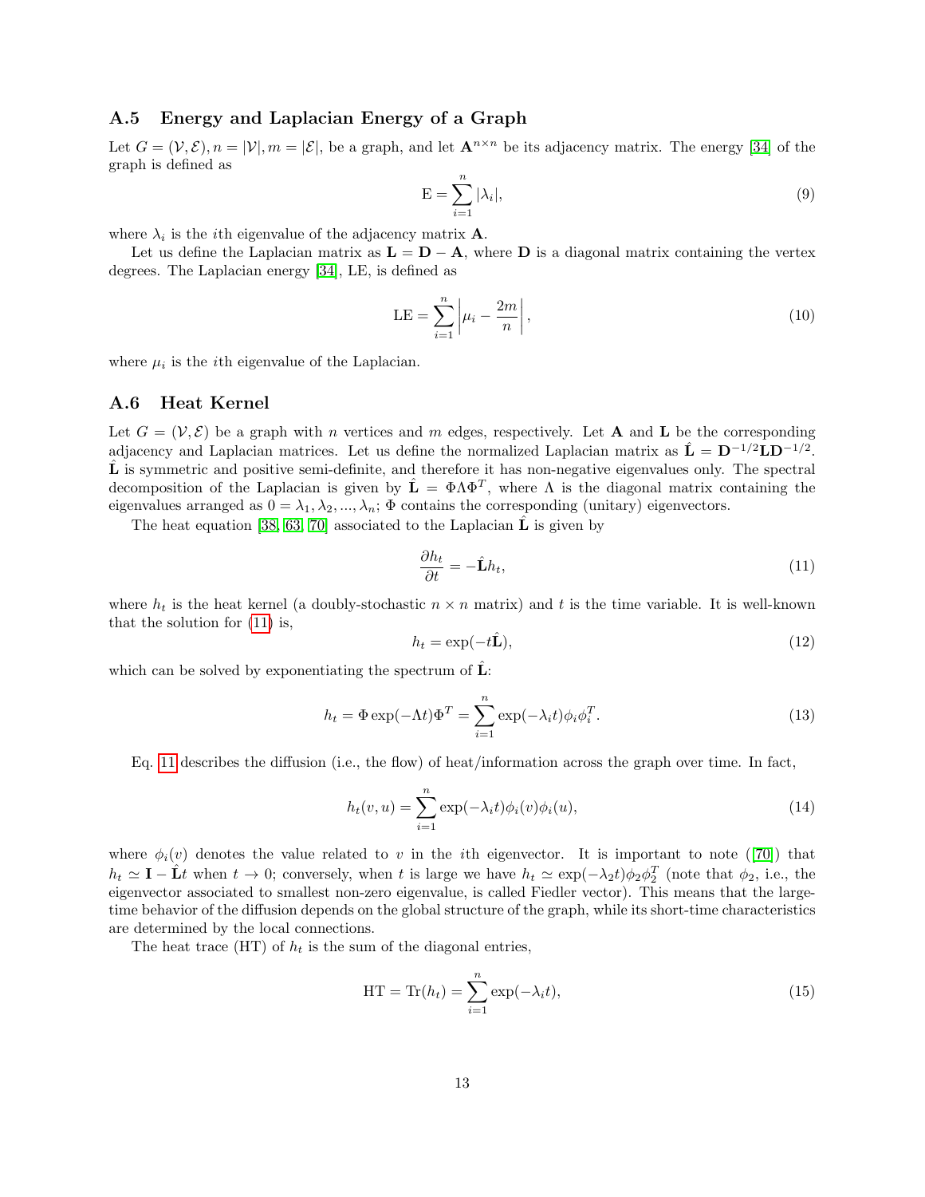### A.5 Energy and Laplacian Energy of a Graph

Let $G = (\mathcal{V}, \mathcal{E}), n = |\mathcal{V}|, m = |\mathcal{E}|$, be a graph, and let $\mathbf{A}^{n \times n}$ be its adjacency matrix. The energy [34] of the graph is defined as

$$\mathrm{E} = \sum_{i=1}^{n} |\lambda_i|, \tag{9}$$

where $\lambda_i$ is the $i$th eigenvalue of the adjacency matrix $\mathbf{A}$.

Let us define the Laplacian matrix as $\mathbf{L} = \mathbf{D} - \mathbf{A}$, where $\mathbf{D}$ is a diagonal matrix containing the vertex degrees. The Laplacian energy [34], LE, is defined as

$$\mathrm{LE} = \sum_{i=1}^{n} \left| \mu_i - \frac{2m}{n} \right|, \tag{10}$$

where $\mu_i$ is the $i$th eigenvalue of the Laplacian.

### A.6 Heat Kernel

Let $G = (\mathcal{V}, \mathcal{E})$ be a graph with $n$ vertices and $m$ edges, respectively. Let $\mathbf{A}$ and $\mathbf{L}$ be the corresponding adjacency and Laplacian matrices. Let us define the normalized Laplacian matrix as $\hat{\mathbf{L}} = \mathbf{D}^{-1/2}\mathbf{L}\mathbf{D}^{-1/2}$. $\hat{\mathbf{L}}$ is symmetric and positive semi-definite, and therefore it has non-negative eigenvalues only. The spectral decomposition of the Laplacian is given by $\hat{\mathbf{L}} = \Phi \Lambda \Phi^T$, where $\Lambda$ is the diagonal matrix containing the eigenvalues arranged as $0 = \lambda_1, \lambda_2, ..., \lambda_n$; $\Phi$ contains the corresponding (unitary) eigenvectors.

The heat equation [38, 63, 70] associated to the Laplacian $\hat{\mathbf{L}}$ is given by

$$\frac{\partial h_t}{\partial t} = -\hat{\mathbf{L}} h_t, \tag{11}$$

where $h_t$ is the heat kernel (a doubly-stochastic $n \times n$ matrix) and $t$ is the time variable. It is well-known that the solution for (11) is,

$$h_t = \exp(-t\hat{\mathbf{L}}), \tag{12}$$

which can be solved by exponentiating the spectrum of $\hat{\mathbf{L}}$:

$$h_t = \Phi \exp(-\Lambda t) \Phi^T = \sum_{i=1}^{n} \exp(-\lambda_i t) \phi_i \phi_i^T. \tag{13}$$

Eq. 11 describes the diffusion (i.e., the flow) of heat/information across the graph over time. In fact,

$$h_t(v, u) = \sum_{i=1}^{n} \exp(-\lambda_i t) \phi_i(v) \phi_i(u), \tag{14}$$

where $\phi_i(v)$ denotes the value related to $v$ in the $i$th eigenvector. It is important to note ([70]) that $h_t \simeq \mathbf{I} - \hat{\mathbf{L}}t$ when $t \to 0$; conversely, when $t$ is large we have $h_t \simeq \exp(-\lambda_2 t)\phi_2\phi_2^T$ (note that $\phi_2$, i.e., the eigenvector associated to smallest non-zero eigenvalue, is called Fiedler vector). This means that the large-time behavior of the diffusion depends on the global structure of the graph, while its short-time characteristics are determined by the local connections.

The heat trace (HT) of $h_t$ is the sum of the diagonal entries,

$$\mathrm{HT} = \mathrm{Tr}(h_t) = \sum_{i=1}^{n} \exp(-\lambda_i t), \tag{15}$$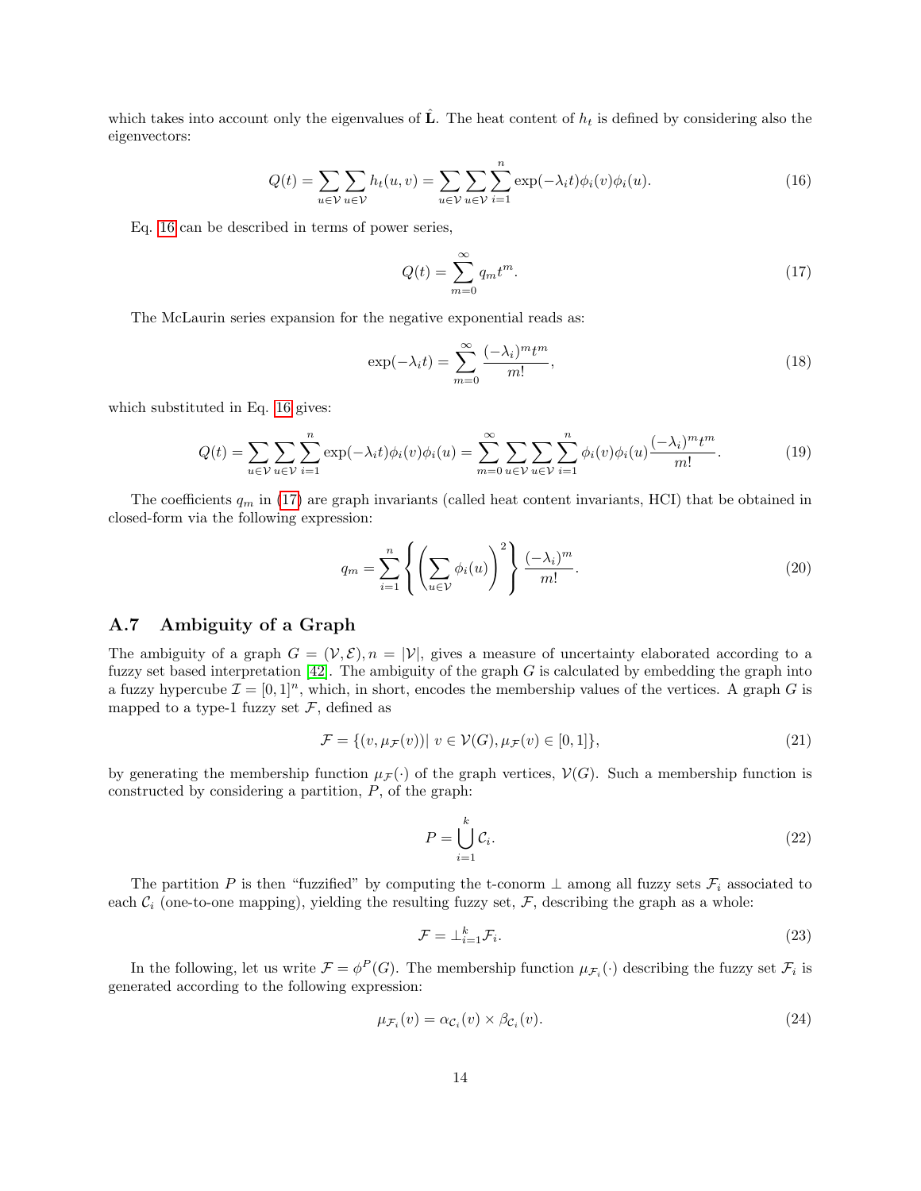which takes into account only the eigenvalues of $\hat{\mathbf{L}}$. The heat content of $h_t$ is defined by considering also the eigenvectors:

$$Q(t) = \sum_{u \in \mathcal{V}} \sum_{u \in \mathcal{V}} h_t(u, v) = \sum_{u \in \mathcal{V}} \sum_{u \in \mathcal{V}} \sum_{i=1}^{n} \exp(-\lambda_i t) \phi_i(v) \phi_i(u). \tag{16}$$

Eq. 16 can be described in terms of power series,

$$Q(t) = \sum_{m=0}^{\infty} q_m t^m. \tag{17}$$

The McLaurin series expansion for the negative exponential reads as:

$$\exp(-\lambda_i t) = \sum_{m=0}^{\infty} \frac{(-\lambda_i)^m t^m}{m!}, \tag{18}$$

which substituted in Eq. 16 gives:

$$Q(t) = \sum_{u \in \mathcal{V}} \sum_{u \in \mathcal{V}} \sum_{i=1}^{n} \exp(-\lambda_i t) \phi_i(v) \phi_i(u) = \sum_{m=0}^{\infty} \sum_{u \in \mathcal{V}} \sum_{u \in \mathcal{V}} \sum_{i=1}^{n} \phi_i(v) \phi_i(u) \frac{(-\lambda_i)^m t^m}{m!}. \tag{19}$$

The coefficients $q_m$ in (17) are graph invariants (called heat content invariants, HCI) that be obtained in closed-form via the following expression:

$$q_m = \sum_{i=1}^{n} \left\{ \left( \sum_{u \in \mathcal{V}} \phi_i(u) \right)^2 \right\} \frac{(-\lambda_i)^m}{m!}. \tag{20}$$

## A.7 Ambiguity of a Graph

The ambiguity of a graph $G = (\mathcal{V}, \mathcal{E}), n = |\mathcal{V}|$, gives a measure of uncertainty elaborated according to a fuzzy set based interpretation [42]. The ambiguity of the graph $G$ is calculated by embedding the graph into a fuzzy hypercube $\mathcal{I} = [0, 1]^n$, which, in short, encodes the membership values of the vertices. A graph $G$ is mapped to a type-1 fuzzy set $\mathcal{F}$, defined as

$$\mathcal{F} = \{(v, \mu_{\mathcal{F}}(v)) |\ v \in \mathcal{V}(G), \mu_{\mathcal{F}}(v) \in [0, 1]\}, \tag{21}$$

by generating the membership function $\mu_{\mathcal{F}}(\cdot)$ of the graph vertices, $\mathcal{V}(G)$. Such a membership function is constructed by considering a partition, $P$, of the graph:

$$P = \bigcup_{i=1}^{k} \mathcal{C}_i. \tag{22}$$

The partition $P$ is then "fuzzified" by computing the t-conorm $\perp$ among all fuzzy sets $\mathcal{F}_i$ associated to each $\mathcal{C}_i$ (one-to-one mapping), yielding the resulting fuzzy set, $\mathcal{F}$, describing the graph as a whole:

$$\mathcal{F} = \perp_{i=1}^{k} \mathcal{F}_i. \tag{23}$$

In the following, let us write $\mathcal{F} = \phi^P(G)$. The membership function $\mu_{\mathcal{F}_i}(\cdot)$ describing the fuzzy set $\mathcal{F}_i$ is generated according to the following expression:

$$\mu_{\mathcal{F}_i}(v) = \alpha_{\mathcal{C}_i}(v) \times \beta_{\mathcal{C}_i}(v). \tag{24}$$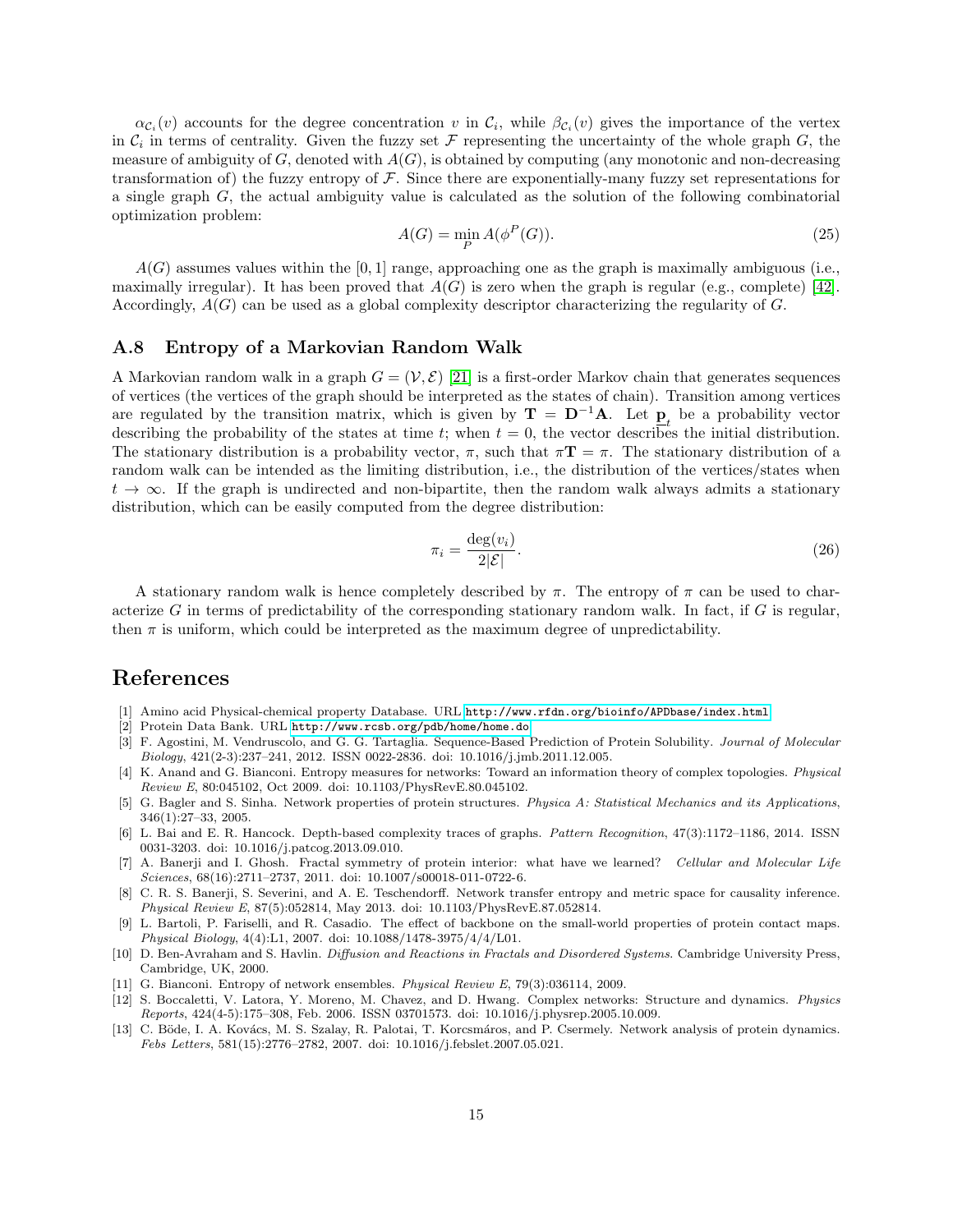$\alpha_{\mathcal{C}_i}(v)$ accounts for the degree concentration $v$ in $\mathcal{C}_i$, while $\beta_{\mathcal{C}_i}(v)$ gives the importance of the vertex in $\mathcal{C}_i$ in terms of centrality. Given the fuzzy set $\mathcal{F}$ representing the uncertainty of the whole graph $G$, the measure of ambiguity of $G$, denoted with $A(G)$, is obtained by computing (any monotonic and non-decreasing transformation of) the fuzzy entropy of $\mathcal{F}$. Since there are exponentially-many fuzzy set representations for a single graph $G$, the actual ambiguity value is calculated as the solution of the following combinatorial optimization problem:

$$A(G) = \min_{P} A(\phi^{P}(G)). \tag{25}$$

$A(G)$ assumes values within the $[0, 1]$ range, approaching one as the graph is maximally ambiguous (i.e., maximally irregular). It has been proved that $A(G)$ is zero when the graph is regular (e.g., complete) [42]. Accordingly, $A(G)$ can be used as a global complexity descriptor characterizing the regularity of $G$.

### A.8 Entropy of a Markovian Random Walk

A Markovian random walk in a graph $G = (\mathcal{V}, \mathcal{E})$ [21] is a first-order Markov chain that generates sequences of vertices (the vertices of the graph should be interpreted as the states of chain). Transition among vertices are regulated by the transition matrix, which is given by $\mathbf{T} = \mathbf{D}^{-1}\mathbf{A}$. Let $\underline{\mathbf{p}}_t$ be a probability vector describing the probability of the states at time $t$; when $t = 0$, the vector describes the initial distribution. The stationary distribution is a probability vector, $\pi$, such that $\pi\mathbf{T} = \pi$. The stationary distribution of a random walk can be intended as the limiting distribution, i.e., the distribution of the vertices/states when $t \rightarrow \infty$. If the graph is undirected and non-bipartite, then the random walk always admits a stationary distribution, which can be easily computed from the degree distribution:

$$\pi_i = \frac{\deg(v_i)}{2|\mathcal{E}|}. \tag{26}$$

A stationary random walk is hence completely described by $\pi$. The entropy of $\pi$ can be used to characterize $G$ in terms of predictability of the corresponding stationary random walk. In fact, if $G$ is regular, then $\pi$ is uniform, which could be interpreted as the maximum degree of unpredictability.

## References

[1] Amino acid Physical-chemical property Database. URL http://www.rfdn.org/bioinfo/APDbase/index.html.

[2] Protein Data Bank. URL http://www.rcsb.org/pdb/home/home.do.

[3] F. Agostini, M. Vendruscolo, and G. G. Tartaglia. Sequence-Based Prediction of Protein Solubility. *Journal of Molecular Biology*, 421(2-3):237–241, 2012. ISSN 0022-2836. doi: 10.1016/j.jmb.2011.12.005.

[4] K. Anand and G. Bianconi. Entropy measures for networks: Toward an information theory of complex topologies. *Physical Review E*, 80:045102, Oct 2009. doi: 10.1103/PhysRevE.80.045102.

[5] G. Bagler and S. Sinha. Network properties of protein structures. *Physica A: Statistical Mechanics and its Applications*, 346(1):27–33, 2005.

[6] L. Bai and E. R. Hancock. Depth-based complexity traces of graphs. *Pattern Recognition*, 47(3):1172–1186, 2014. ISSN 0031-3203. doi: 10.1016/j.patcog.2013.09.010.

[7] A. Banerji and I. Ghosh. Fractal symmetry of protein interior: what have we learned? *Cellular and Molecular Life Sciences*, 68(16):2711–2737, 2011. doi: 10.1007/s00018-011-0722-6.

[8] C. R. S. Banerji, S. Severini, and A. E. Teschendorff. Network transfer entropy and metric space for causality inference. *Physical Review E*, 87(5):052814, May 2013. doi: 10.1103/PhysRevE.87.052814.

[9] L. Bartoli, P. Fariselli, and R. Casadio. The effect of backbone on the small-world properties of protein contact maps. *Physical Biology*, 4(4):L1, 2007. doi: 10.1088/1478-3975/4/4/L01.

[10] D. Ben-Avraham and S. Havlin. *Diffusion and Reactions in Fractals and Disordered Systems*. Cambridge University Press, Cambridge, UK, 2000.

[11] G. Bianconi. Entropy of network ensembles. *Physical Review E*, 79(3):036114, 2009.

[12] S. Boccaletti, V. Latora, Y. Moreno, M. Chavez, and D. Hwang. Complex networks: Structure and dynamics. *Physics Reports*, 424(4-5):175–308, Feb. 2006. ISSN 03701573. doi: 10.1016/j.physrep.2005.10.009.

[13] C. Böde, I. A. Kovács, M. S. Szalay, R. Palotai, T. Korcsmáros, and P. Csermely. Network analysis of protein dynamics. *Febs Letters*, 581(15):2776–2782, 2007. doi: 10.1016/j.febslet.2007.05.021.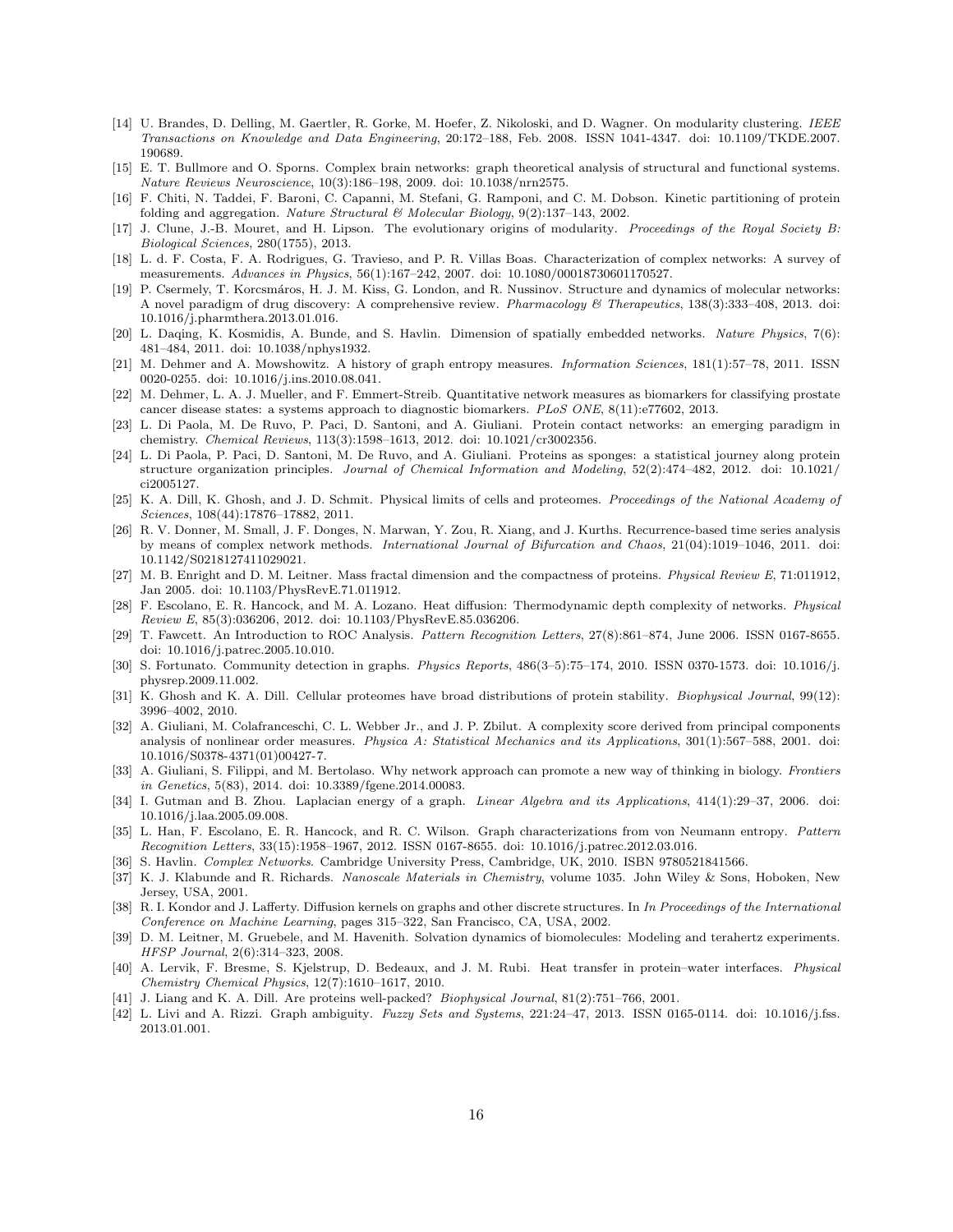[14] U. Brandes, D. Delling, M. Gaertler, R. Gorke, M. Hoefer, Z. Nikoloski, and D. Wagner. On modularity clustering. *IEEE Transactions on Knowledge and Data Engineering*, 20:172–188, Feb. 2008. ISSN 1041-4347. doi: 10.1109/TKDE.2007.190689.

[15] E. T. Bullmore and O. Sporns. Complex brain networks: graph theoretical analysis of structural and functional systems. *Nature Reviews Neuroscience*, 10(3):186–198, 2009. doi: 10.1038/nrn2575.

[16] F. Chiti, N. Taddei, F. Baroni, C. Capanni, M. Stefani, G. Ramponi, and C. M. Dobson. Kinetic partitioning of protein folding and aggregation. *Nature Structural & Molecular Biology*, 9(2):137–143, 2002.

[17] J. Clune, J.-B. Mouret, and H. Lipson. The evolutionary origins of modularity. *Proceedings of the Royal Society B: Biological Sciences*, 280(1755), 2013.

[18] L. d. F. Costa, F. A. Rodrigues, G. Travieso, and P. R. Villas Boas. Characterization of complex networks: A survey of measurements. *Advances in Physics*, 56(1):167–242, 2007. doi: 10.1080/00018730601170527.

[19] P. Csermely, T. Korcsmáros, H. J. M. Kiss, G. London, and R. Nussinov. Structure and dynamics of molecular networks: A novel paradigm of drug discovery: A comprehensive review. *Pharmacology & Therapeutics*, 138(3):333–408, 2013. doi: 10.1016/j.pharmthera.2013.01.016.

[20] L. Daqing, K. Kosmidis, A. Bunde, and S. Havlin. Dimension of spatially embedded networks. *Nature Physics*, 7(6): 481–484, 2011. doi: 10.1038/nphys1932.

[21] M. Dehmer and A. Mowshowitz. A history of graph entropy measures. *Information Sciences*, 181(1):57–78, 2011. ISSN 0020-0255. doi: 10.1016/j.ins.2010.08.041.

[22] M. Dehmer, L. A. J. Mueller, and F. Emmert-Streib. Quantitative network measures as biomarkers for classifying prostate cancer disease states: a systems approach to diagnostic biomarkers. *PLoS ONE*, 8(11):e77602, 2013.

[23] L. Di Paola, M. De Ruvo, P. Paci, D. Santoni, and A. Giuliani. Protein contact networks: an emerging paradigm in chemistry. *Chemical Reviews*, 113(3):1598–1613, 2012. doi: 10.1021/cr3002356.

[24] L. Di Paola, P. Paci, D. Santoni, M. De Ruvo, and A. Giuliani. Proteins as sponges: a statistical journey along protein structure organization principles. *Journal of Chemical Information and Modeling*, 52(2):474–482, 2012. doi: 10.1021/ci2005127.

[25] K. A. Dill, K. Ghosh, and J. D. Schmit. Physical limits of cells and proteomes. *Proceedings of the National Academy of Sciences*, 108(44):17876–17882, 2011.

[26] R. V. Donner, M. Small, J. F. Donges, N. Marwan, Y. Zou, R. Xiang, and J. Kurths. Recurrence-based time series analysis by means of complex network methods. *International Journal of Bifurcation and Chaos*, 21(04):1019–1046, 2011. doi: 10.1142/S0218127411029021.

[27] M. B. Enright and D. M. Leitner. Mass fractal dimension and the compactness of proteins. *Physical Review E*, 71:011912, Jan 2005. doi: 10.1103/PhysRevE.71.011912.

[28] F. Escolano, E. R. Hancock, and M. A. Lozano. Heat diffusion: Thermodynamic depth complexity of networks. *Physical Review E*, 85(3):036206, 2012. doi: 10.1103/PhysRevE.85.036206.

[29] T. Fawcett. An Introduction to ROC Analysis. *Pattern Recognition Letters*, 27(8):861–874, June 2006. ISSN 0167-8655. doi: 10.1016/j.patrec.2005.10.010.

[30] S. Fortunato. Community detection in graphs. *Physics Reports*, 486(3–5):75–174, 2010. ISSN 0370-1573. doi: 10.1016/j.physrep.2009.11.002.

[31] K. Ghosh and K. A. Dill. Cellular proteomes have broad distributions of protein stability. *Biophysical Journal*, 99(12): 3996–4002, 2010.

[32] A. Giuliani, M. Colafranceschi, C. L. Webber Jr., and J. P. Zbilut. A complexity score derived from principal components analysis of nonlinear order measures. *Physica A: Statistical Mechanics and its Applications*, 301(1):567–588, 2001. doi: 10.1016/S0378-4371(01)00427-7.

[33] A. Giuliani, S. Filippi, and M. Bertolaso. Why network approach can promote a new way of thinking in biology. *Frontiers in Genetics*, 5(83), 2014. doi: 10.3389/fgene.2014.00083.

[34] I. Gutman and B. Zhou. Laplacian energy of a graph. *Linear Algebra and its Applications*, 414(1):29–37, 2006. doi: 10.1016/j.laa.2005.09.008.

[35] L. Han, F. Escolano, E. R. Hancock, and R. C. Wilson. Graph characterizations from von Neumann entropy. *Pattern Recognition Letters*, 33(15):1958–1967, 2012. ISSN 0167-8655. doi: 10.1016/j.patrec.2012.03.016.

[36] S. Havlin. *Complex Networks*. Cambridge University Press, Cambridge, UK, 2010. ISBN 9780521841566.

[37] K. J. Klabunde and R. Richards. *Nanoscale Materials in Chemistry*, volume 1035. John Wiley & Sons, Hoboken, New Jersey, USA, 2001.

[38] R. I. Kondor and J. Lafferty. Diffusion kernels on graphs and other discrete structures. In *In Proceedings of the International Conference on Machine Learning*, pages 315–322, San Francisco, CA, USA, 2002.

[39] D. M. Leitner, M. Gruebele, and M. Havenith. Solvation dynamics of biomolecules: Modeling and terahertz experiments. *HFSP Journal*, 2(6):314–323, 2008.

[40] A. Lervik, F. Bresme, S. Kjelstrup, D. Bedeaux, and J. M. Rubi. Heat transfer in protein–water interfaces. *Physical Chemistry Chemical Physics*, 12(7):1610–1617, 2010.

[41] J. Liang and K. A. Dill. Are proteins well-packed? *Biophysical Journal*, 81(2):751–766, 2001.

[42] L. Livi and A. Rizzi. Graph ambiguity. *Fuzzy Sets and Systems*, 221:24–47, 2013. ISSN 0165-0114. doi: 10.1016/j.fss.2013.01.001.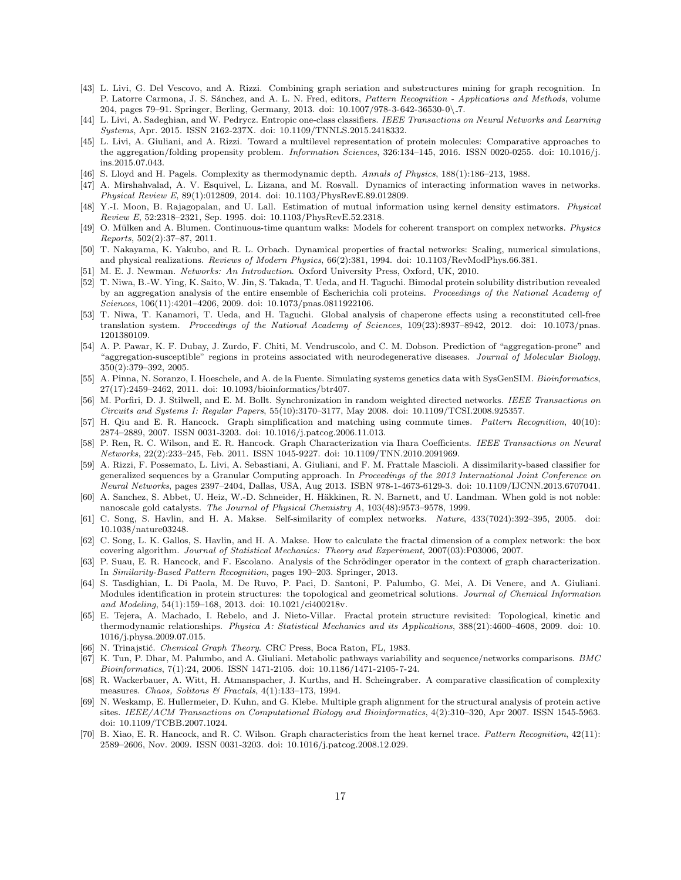[43] L. Livi, G. Del Vescovo, and A. Rizzi. Combining graph seriation and substructures mining for graph recognition. In P. Latorre Carmona, J. S. Sánchez, and A. L. N. Fred, editors, *Pattern Recognition - Applications and Methods*, volume 204, pages 79–91. Springer, Berling, Germany, 2013. doi: 10.1007/978-3-642-36530-0\_7.

[44] L. Livi, A. Sadeghian, and W. Pedrycz. Entropic one-class classifiers. *IEEE Transactions on Neural Networks and Learning Systems*, Apr. 2015. ISSN 2162-237X. doi: 10.1109/TNNLS.2015.2418332.

[45] L. Livi, A. Giuliani, and A. Rizzi. Toward a multilevel representation of protein molecules: Comparative approaches to the aggregation/folding propensity problem. *Information Sciences*, 326:134–145, 2016. ISSN 0020-0255. doi: 10.1016/j.ins.2015.07.043.

[46] S. Lloyd and H. Pagels. Complexity as thermodynamic depth. *Annals of Physics*, 188(1):186–213, 1988.

[47] A. Mirshahvalad, A. V. Esquivel, L. Lizana, and M. Rosvall. Dynamics of interacting information waves in networks. *Physical Review E*, 89(1):012809, 2014. doi: 10.1103/PhysRevE.89.012809.

[48] Y.-I. Moon, B. Rajagopalan, and U. Lall. Estimation of mutual information using kernel density estimators. *Physical Review E*, 52:2318–2321, Sep. 1995. doi: 10.1103/PhysRevE.52.2318.

[49] O. Mülken and A. Blumen. Continuous-time quantum walks: Models for coherent transport on complex networks. *Physics Reports*, 502(2):37–87, 2011.

[50] T. Nakayama, K. Yakubo, and R. L. Orbach. Dynamical properties of fractal networks: Scaling, numerical simulations, and physical realizations. *Reviews of Modern Physics*, 66(2):381, 1994. doi: 10.1103/RevModPhys.66.381.

[51] M. E. J. Newman. *Networks: An Introduction*. Oxford University Press, Oxford, UK, 2010.

[52] T. Niwa, B.-W. Ying, K. Saito, W. Jin, S. Takada, T. Ueda, and H. Taguchi. Bimodal protein solubility distribution revealed by an aggregation analysis of the entire ensemble of Escherichia coli proteins. *Proceedings of the National Academy of Sciences*, 106(11):4201–4206, 2009. doi: 10.1073/pnas.0811922106.

[53] T. Niwa, T. Kanamori, T. Ueda, and H. Taguchi. Global analysis of chaperone effects using a reconstituted cell-free translation system. *Proceedings of the National Academy of Sciences*, 109(23):8937–8942, 2012. doi: 10.1073/pnas.1201380109.

[54] A. P. Pawar, K. F. Dubay, J. Zurdo, F. Chiti, M. Vendruscolo, and C. M. Dobson. Prediction of "aggregation-prone" and "aggregation-susceptible" regions in proteins associated with neurodegenerative diseases. *Journal of Molecular Biology*, 350(2):379–392, 2005.

[55] A. Pinna, N. Soranzo, I. Hoeschele, and A. de la Fuente. Simulating systems genetics data with SysGenSIM. *Bioinformatics*, 27(17):2459–2462, 2011. doi: 10.1093/bioinformatics/btr407.

[56] M. Porfiri, D. J. Stilwell, and E. M. Bollt. Synchronization in random weighted directed networks. *IEEE Transactions on Circuits and Systems I: Regular Papers*, 55(10):3170–3177, May 2008. doi: 10.1109/TCSI.2008.925357.

[57] H. Qiu and E. R. Hancock. Graph simplification and matching using commute times. *Pattern Recognition*, 40(10): 2874–2889, 2007. ISSN 0031-3203. doi: 10.1016/j.patcog.2006.11.013.

[58] P. Ren, R. C. Wilson, and E. R. Hancock. Graph Characterization via Ihara Coefficients. *IEEE Transactions on Neural Networks*, 22(2):233–245, Feb. 2011. ISSN 1045-9227. doi: 10.1109/TNN.2010.2091969.

[59] A. Rizzi, F. Possemato, L. Livi, A. Sebastiani, A. Giuliani, and F. M. Frattale Mascioli. A dissimilarity-based classifier for generalized sequences by a Granular Computing approach. In *Proceedings of the 2013 International Joint Conference on Neural Networks*, pages 2397–2404, Dallas, USA, Aug 2013. ISBN 978-1-4673-6129-3. doi: 10.1109/IJCNN.2013.6707041.

[60] A. Sanchez, S. Abbet, U. Heiz, W.-D. Schneider, H. Häkkinen, R. N. Barnett, and U. Landman. When gold is not noble: nanoscale gold catalysts. *The Journal of Physical Chemistry A*, 103(48):9573–9578, 1999.

[61] C. Song, S. Havlin, and H. A. Makse. Self-similarity of complex networks. *Nature*, 433(7024):392–395, 2005. doi: 10.1038/nature03248.

[62] C. Song, L. K. Gallos, S. Havlin, and H. A. Makse. How to calculate the fractal dimension of a complex network: the box covering algorithm. *Journal of Statistical Mechanics: Theory and Experiment*, 2007(03):P03006, 2007.

[63] P. Suau, E. R. Hancock, and F. Escolano. Analysis of the Schrödinger operator in the context of graph characterization. In *Similarity-Based Pattern Recognition*, pages 190–203. Springer, 2013.

[64] S. Tasdighian, L. Di Paola, M. De Ruvo, P. Paci, D. Santoni, P. Palumbo, G. Mei, A. Di Venere, and A. Giuliani. Modules identification in protein structures: the topological and geometrical solutions. *Journal of Chemical Information and Modeling*, 54(1):159–168, 2013. doi: 10.1021/ci400218v.

[65] E. Tejera, A. Machado, I. Rebelo, and J. Nieto-Villar. Fractal protein structure revisited: Topological, kinetic and thermodynamic relationships. *Physica A: Statistical Mechanics and its Applications*, 388(21):4600–4608, 2009. doi: 10.1016/j.physa.2009.07.015.

[66] N. Trinajstić. *Chemical Graph Theory*. CRC Press, Boca Raton, FL, 1983.

[67] K. Tun, P. Dhar, M. Palumbo, and A. Giuliani. Metabolic pathways variability and sequence/networks comparisons. *BMC Bioinformatics*, 7(1):24, 2006. ISSN 1471-2105. doi: 10.1186/1471-2105-7-24.

[68] R. Wackerbauer, A. Witt, H. Atmanspacher, J. Kurths, and H. Scheingraber. A comparative classification of complexity measures. *Chaos, Solitons & Fractals*, 4(1):133–173, 1994.

[69] N. Weskamp, E. Hullermeier, D. Kuhn, and G. Klebe. Multiple graph alignment for the structural analysis of protein active sites. *IEEE/ACM Transactions on Computational Biology and Bioinformatics*, 4(2):310–320, Apr 2007. ISSN 1545-5963. doi: 10.1109/TCBB.2007.1024.

[70] B. Xiao, E. R. Hancock, and R. C. Wilson. Graph characteristics from the heat kernel trace. *Pattern Recognition*, 42(11): 2589–2606, Nov. 2009. ISSN 0031-3203. doi: 10.1016/j.patcog.2008.12.029.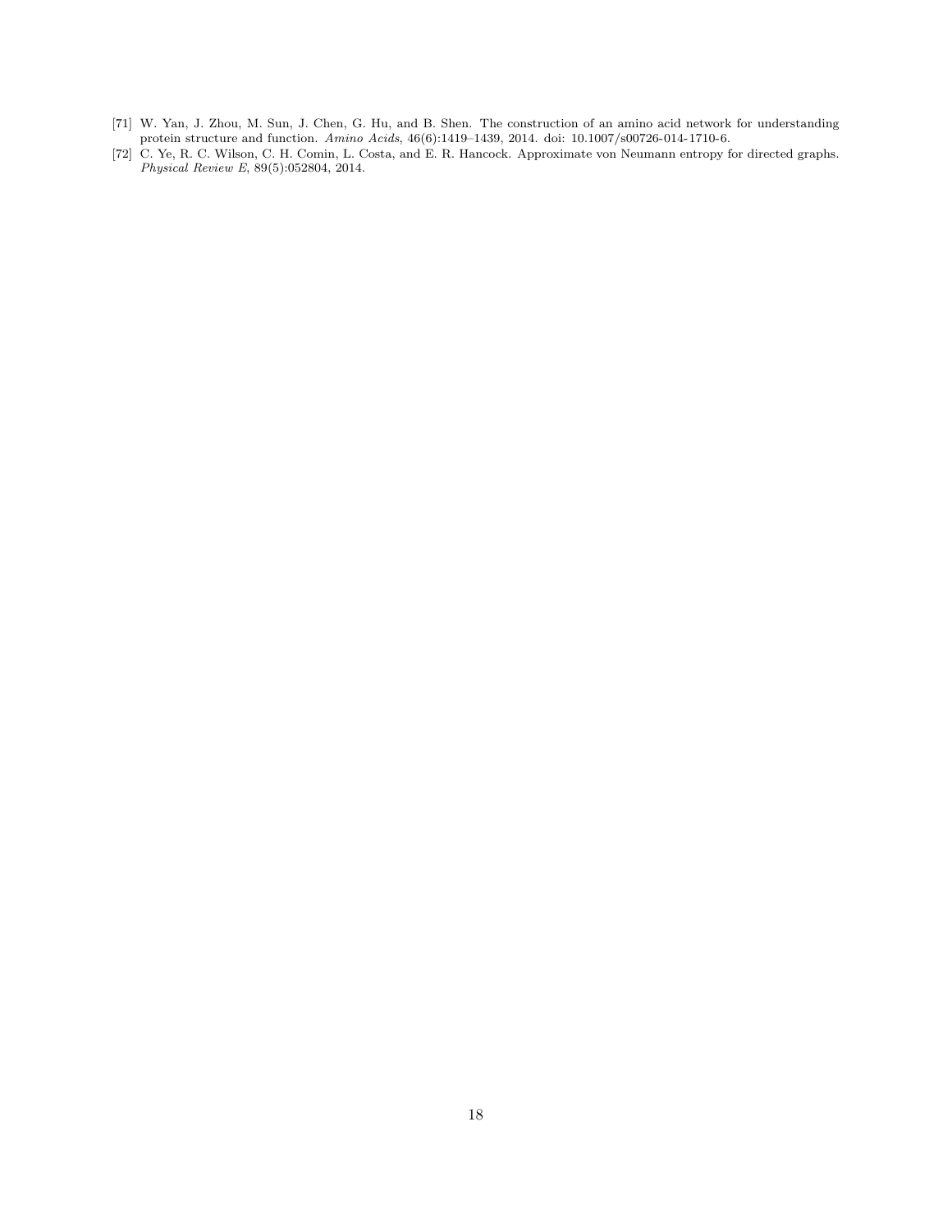[71] W. Yan, J. Zhou, M. Sun, J. Chen, G. Hu, and B. Shen. The construction of an amino acid network for understanding protein structure and function. *Amino Acids*, 46(6):1419–1439, 2014. doi: 10.1007/s00726-014-1710-6.

[72] C. Ye, R. C. Wilson, C. H. Comin, L. Costa, and E. R. Hancock. Approximate von Neumann entropy for directed graphs. *Physical Review E*, 89(5):052804, 2014.